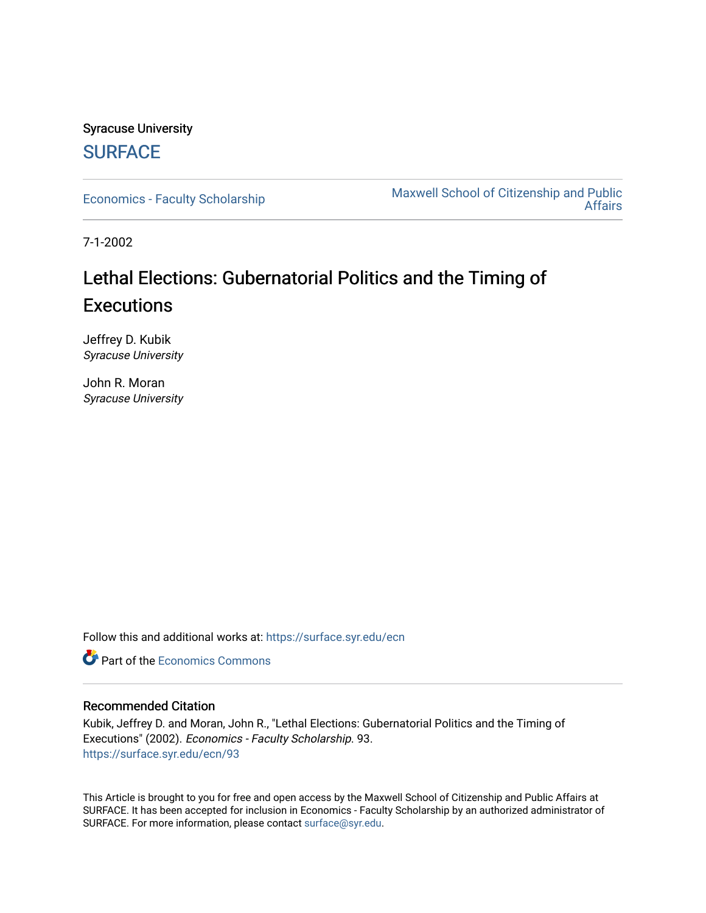Syracuse University

SURFACE

Economics - Faculty Scholarship

Maxwell School of Citizenship and Public Affairs

7-1-2002

# Lethal Elections: Gubernatorial Politics and the Timing of Executions

Jeffrey D. Kubik
*Syracuse University*

John R. Moran
*Syracuse University*

Follow this and additional works at: https://surface.syr.edu/ecn

Part of the Economics Commons

## Recommended Citation

Kubik, Jeffrey D. and Moran, John R., "Lethal Elections: Gubernatorial Politics and the Timing of Executions" (2002). *Economics - Faculty Scholarship*. 93.
https://surface.syr.edu/ecn/93

This Article is brought to you for free and open access by the Maxwell School of Citizenship and Public Affairs at SURFACE. It has been accepted for inclusion in Economics - Faculty Scholarship by an authorized administrator of SURFACE. For more information, please contact surface@syr.edu.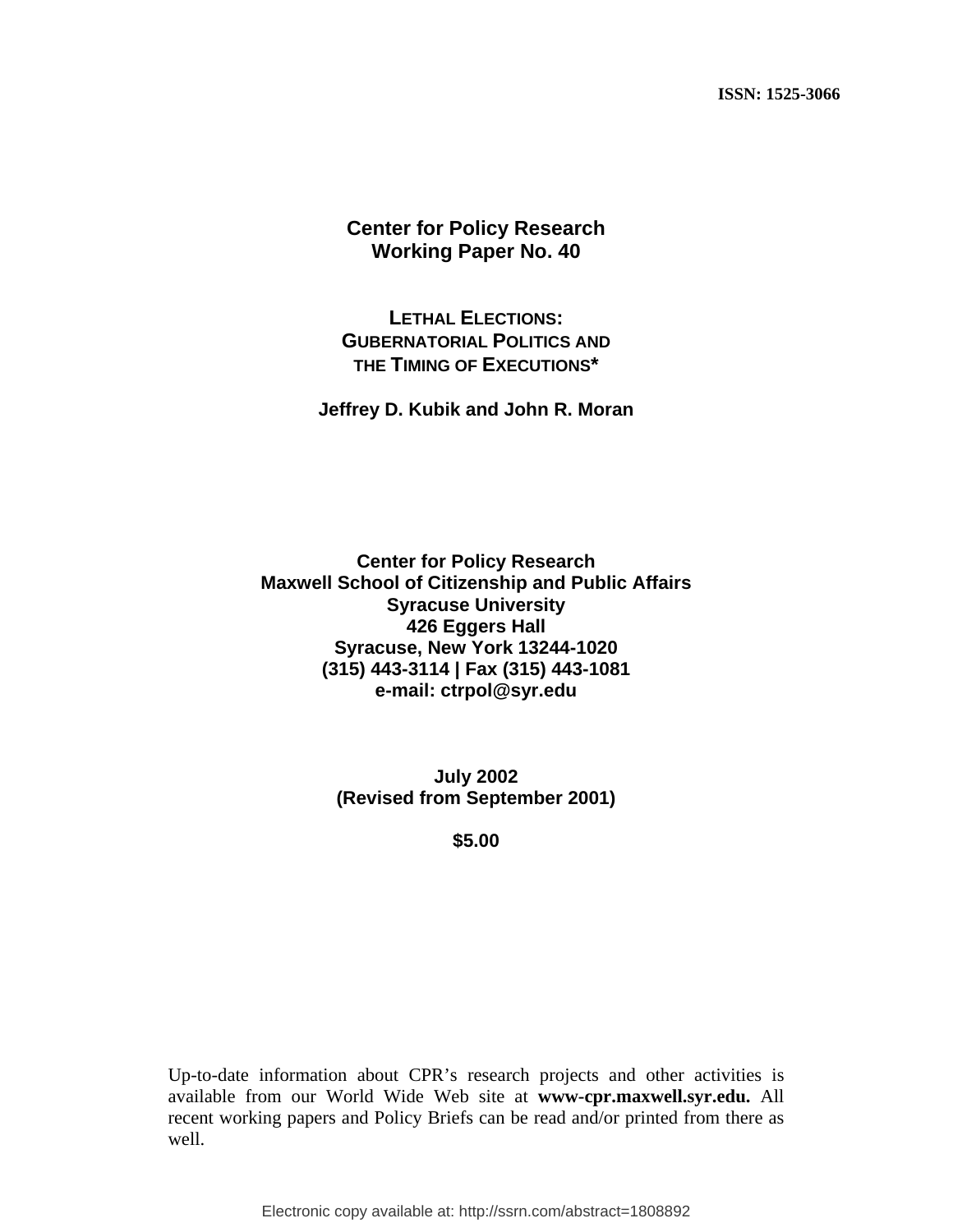ISSN: 1525-3066

**Center for Policy Research**
**Working Paper No. 40**

# LETHAL ELECTIONS: GUBERNATORIAL POLITICS AND THE TIMING OF EXECUTIONS*

**Jeffrey D. Kubik and John R. Moran**

**Center for Policy Research**
**Maxwell School of Citizenship and Public Affairs**
**Syracuse University**
**426 Eggers Hall**
**Syracuse, New York 13244-1020**
**(315) 443-3114 | Fax (315) 443-1081**
**e-mail: ctrpol@syr.edu**

**July 2002**
**(Revised from September 2001)**

**$5.00**

Up-to-date information about CPR's research projects and other activities is available from our World Wide Web site at **www-cpr.maxwell.syr.edu.** All recent working papers and Policy Briefs can be read and/or printed from there as well.

Electronic copy available at: http://ssrn.com/abstract=1808892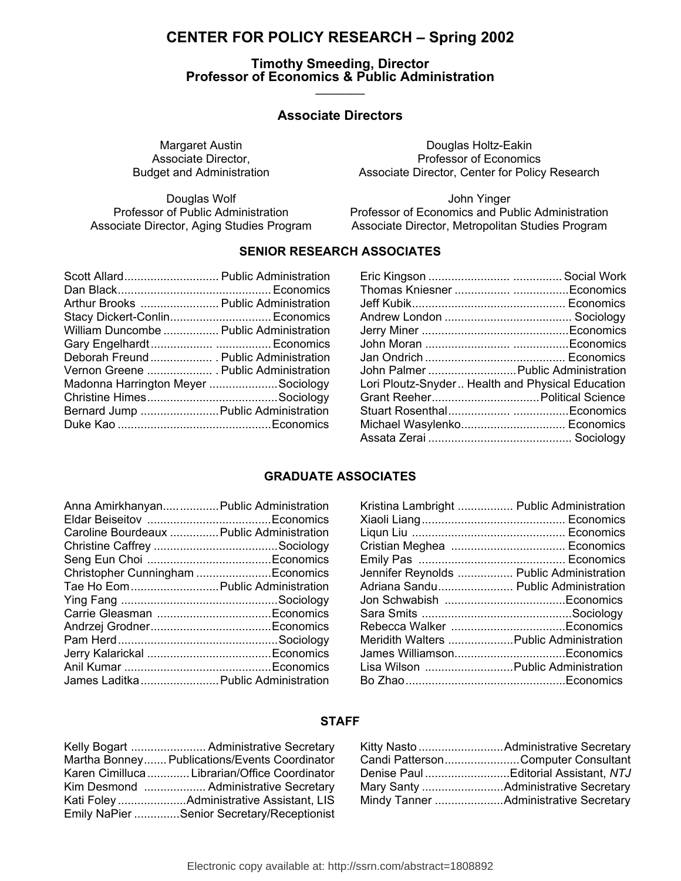# CENTER FOR POLICY RESEARCH – Spring 2002

**Timothy Smeeding, Director**
**Professor of Economics & Public Administration**

## Associate Directors

Margaret Austin
Associate Director,
Budget and Administration

Douglas Holtz-Eakin
Professor of Economics
Associate Director, Center for Policy Research

Douglas Wolf
Professor of Public Administration
Associate Director, Aging Studies Program

John Yinger
Professor of Economics and Public Administration
Associate Director, Metropolitan Studies Program

## SENIOR RESEARCH ASSOCIATES

Scott Allard ............................. Public Administration
Dan Black ............................................... Economics
Arthur Brooks ........................ Public Administration
Stacy Dickert-Conlin ............................... Economics
William Duncombe ................. Public Administration
Gary Engelhardt ................... ................ Economics
Deborah Freund ................... . Public Administration
Vernon Greene .................... . Public Administration
Madonna Harrington Meyer ..................... Sociology
Christine Himes ........................................ Sociology
Bernard Jump ........................ Public Administration
Duke Kao ............................................... Economics
Eric Kingson ......................... ............... Social Work
Thomas Kniesner .................. .................Economics
Jeff Kubik ............................................... Economics
Andrew London ....................................... Sociology
Jerry Miner .............................................Economics
John Moran ........................... .................Economics
Jan Ondrich ........................................... Economics
John Palmer ........................... Public Administration
Lori Ploutz-Snyder .. Health and Physical Education
Grant Reeher ................................. Political Science
Stuart Rosenthal ................... .................Economics
Michael Wasylenko ................................ Economics
Assata Zerai ............................................ Sociology

## GRADUATE ASSOCIATES

Anna Amirkhanyan.................Public Administration
Eldar Beiseitov ......................................Economics
Caroline Bourdeaux ...............Public Administration
Christine Caffrey ......................................Sociology
Seng Eun Choi ......................................Economics
Christopher Cunningham .......................Economics
Tae Ho Eom ...........................Public Administration
Ying Fang ................................................Sociology
Carrie Gleasman ...................................Economics
Andrzej Grodner.....................................Economics
Pam Herd .................................................Sociology
Jerry Kalarickal ......................................Economics
Anil Kumar .............................................Economics
James Laditka ........................Public Administration
Kristina Lambright ................. Public Administration
Xiaoli Liang ............................................ Economics
Liqun Liu ............................................... Economics
Cristian Meghea ................................... Economics
Emily Pas ............................................. Economics
Jennifer Reynolds ................. Public Administration
Adriana Sandu ....................... Public Administration
Jon Schwabish .....................................Economics
Sara Smits ..............................................Sociology
Rebecca Walker ...................................Economics
Meridith Walters ....................Public Administration
James Williamson..................................Economics
Lisa Wilson ...........................Public Administration
Bo Zhao .................................................Economics

## STAFF

Kelly Bogart ....................... Administrative Secretary
Martha Bonney....... Publications/Events Coordinator
Karen Cimilluca ............. Librarian/Office Coordinator
Kim Desmond ................... Administrative Secretary
Kati Foley .....................Administrative Assistant, LIS
Emily NaPier .............Senior Secretary/Receptionist
Kitty Nasto ..........................Administrative Secretary
Candi Patterson.......................Computer Consultant
Denise Paul ..........................Editorial Assistant, *NTJ*
Mary Santy .........................Administrative Secretary
Mindy Tanner .....................Administrative Secretary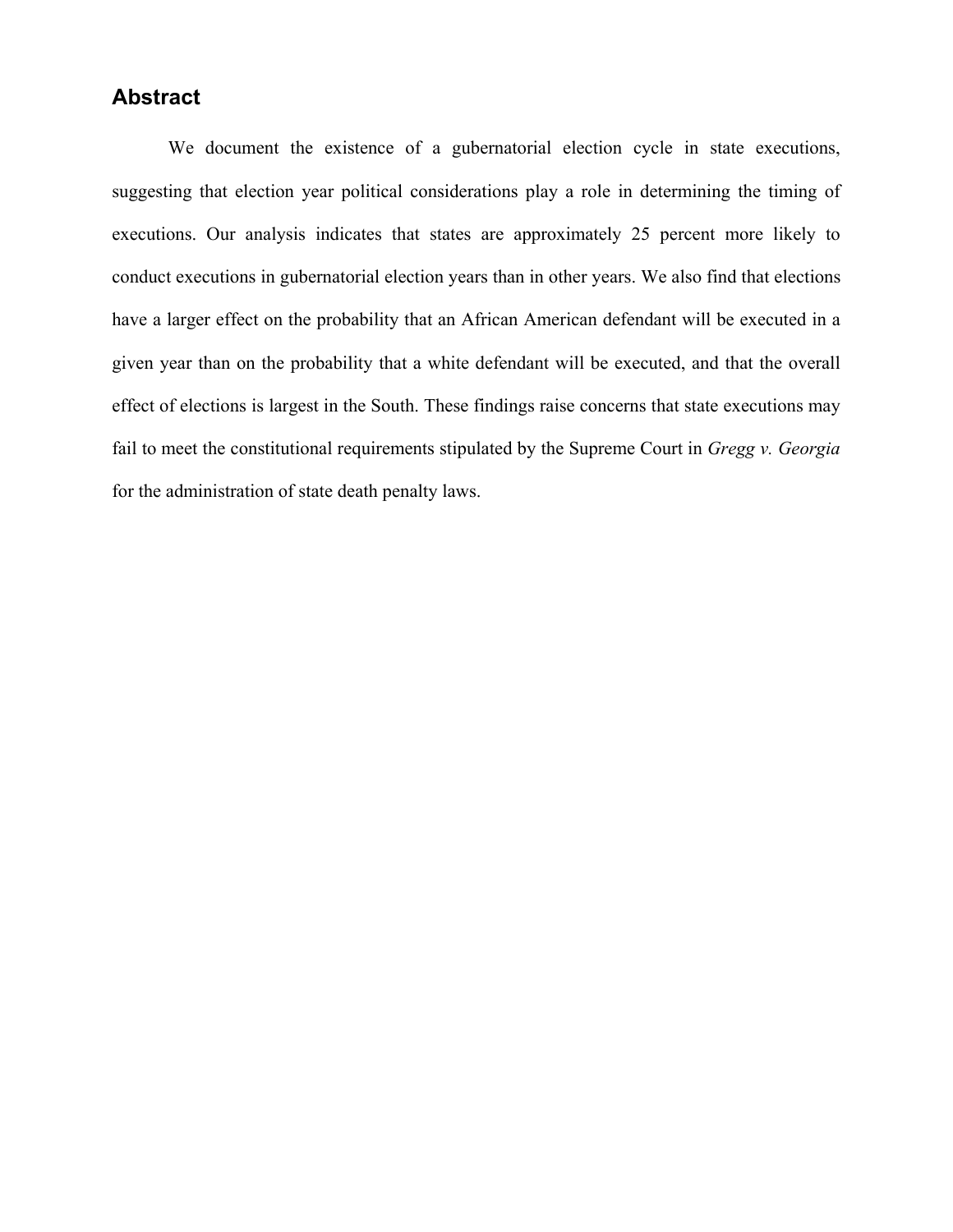## Abstract

We document the existence of a gubernatorial election cycle in state executions, suggesting that election year political considerations play a role in determining the timing of executions. Our analysis indicates that states are approximately 25 percent more likely to conduct executions in gubernatorial election years than in other years. We also find that elections have a larger effect on the probability that an African American defendant will be executed in a given year than on the probability that a white defendant will be executed, and that the overall effect of elections is largest in the South. These findings raise concerns that state executions may fail to meet the constitutional requirements stipulated by the Supreme Court in *Gregg v. Georgia* for the administration of state death penalty laws.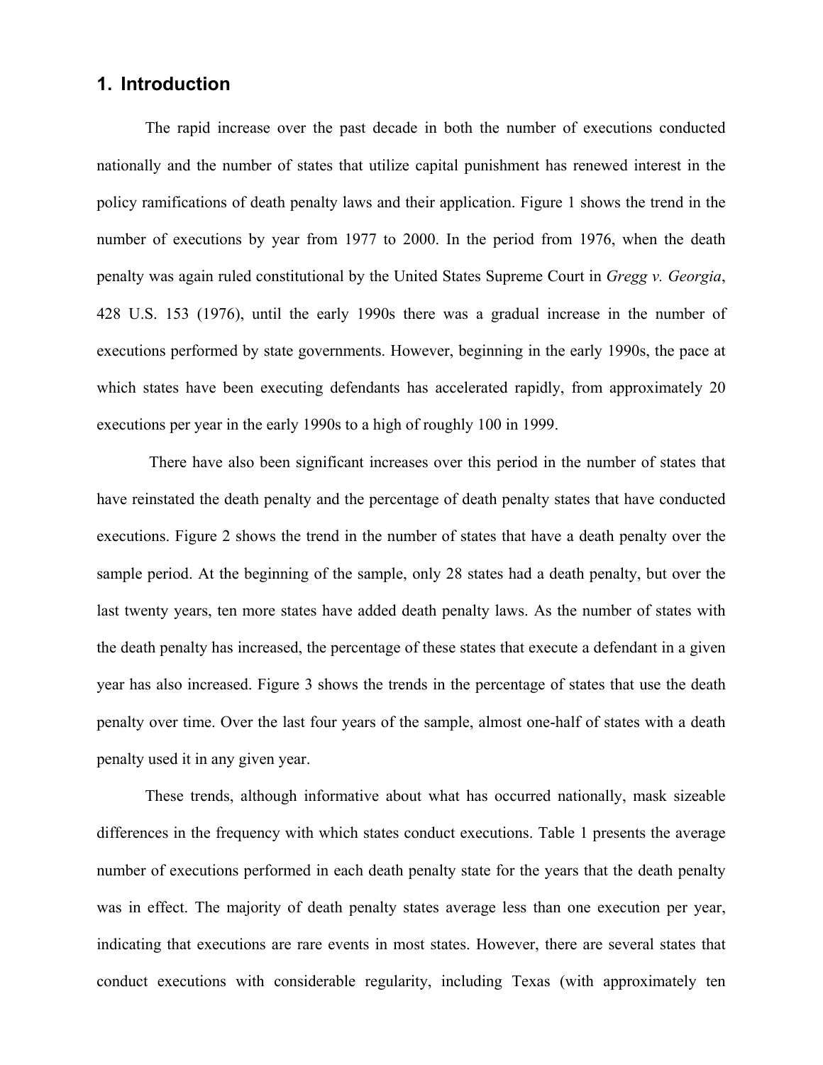## 1. Introduction

The rapid increase over the past decade in both the number of executions conducted nationally and the number of states that utilize capital punishment has renewed interest in the policy ramifications of death penalty laws and their application. Figure 1 shows the trend in the number of executions by year from 1977 to 2000. In the period from 1976, when the death penalty was again ruled constitutional by the United States Supreme Court in *Gregg v. Georgia*, 428 U.S. 153 (1976), until the early 1990s there was a gradual increase in the number of executions performed by state governments. However, beginning in the early 1990s, the pace at which states have been executing defendants has accelerated rapidly, from approximately 20 executions per year in the early 1990s to a high of roughly 100 in 1999.

There have also been significant increases over this period in the number of states that have reinstated the death penalty and the percentage of death penalty states that have conducted executions. Figure 2 shows the trend in the number of states that have a death penalty over the sample period. At the beginning of the sample, only 28 states had a death penalty, but over the last twenty years, ten more states have added death penalty laws. As the number of states with the death penalty has increased, the percentage of these states that execute a defendant in a given year has also increased. Figure 3 shows the trends in the percentage of states that use the death penalty over time. Over the last four years of the sample, almost one-half of states with a death penalty used it in any given year.

These trends, although informative about what has occurred nationally, mask sizeable differences in the frequency with which states conduct executions. Table 1 presents the average number of executions performed in each death penalty state for the years that the death penalty was in effect. The majority of death penalty states average less than one execution per year, indicating that executions are rare events in most states. However, there are several states that conduct executions with considerable regularity, including Texas (with approximately ten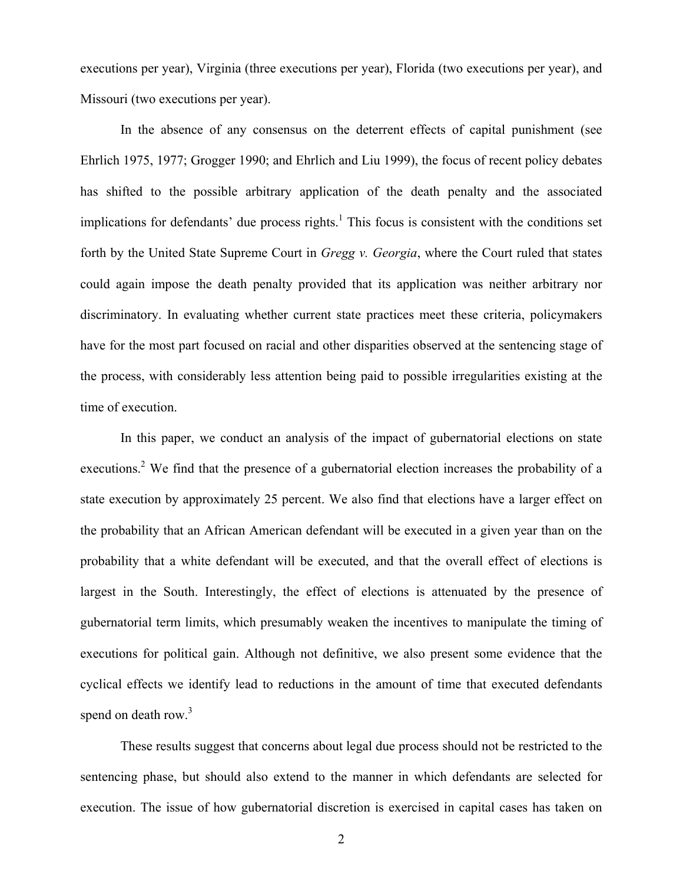executions per year), Virginia (three executions per year), Florida (two executions per year), and Missouri (two executions per year).

In the absence of any consensus on the deterrent effects of capital punishment (see Ehrlich 1975, 1977; Grogger 1990; and Ehrlich and Liu 1999), the focus of recent policy debates has shifted to the possible arbitrary application of the death penalty and the associated implications for defendants' due process rights.[1] This focus is consistent with the conditions set forth by the United State Supreme Court in *Gregg v. Georgia*, where the Court ruled that states could again impose the death penalty provided that its application was neither arbitrary nor discriminatory. In evaluating whether current state practices meet these criteria, policymakers have for the most part focused on racial and other disparities observed at the sentencing stage of the process, with considerably less attention being paid to possible irregularities existing at the time of execution.

In this paper, we conduct an analysis of the impact of gubernatorial elections on state executions.[2] We find that the presence of a gubernatorial election increases the probability of a state execution by approximately 25 percent. We also find that elections have a larger effect on the probability that an African American defendant will be executed in a given year than on the probability that a white defendant will be executed, and that the overall effect of elections is largest in the South. Interestingly, the effect of elections is attenuated by the presence of gubernatorial term limits, which presumably weaken the incentives to manipulate the timing of executions for political gain. Although not definitive, we also present some evidence that the cyclical effects we identify lead to reductions in the amount of time that executed defendants spend on death row.[3]

These results suggest that concerns about legal due process should not be restricted to the sentencing phase, but should also extend to the manner in which defendants are selected for execution. The issue of how gubernatorial discretion is exercised in capital cases has taken on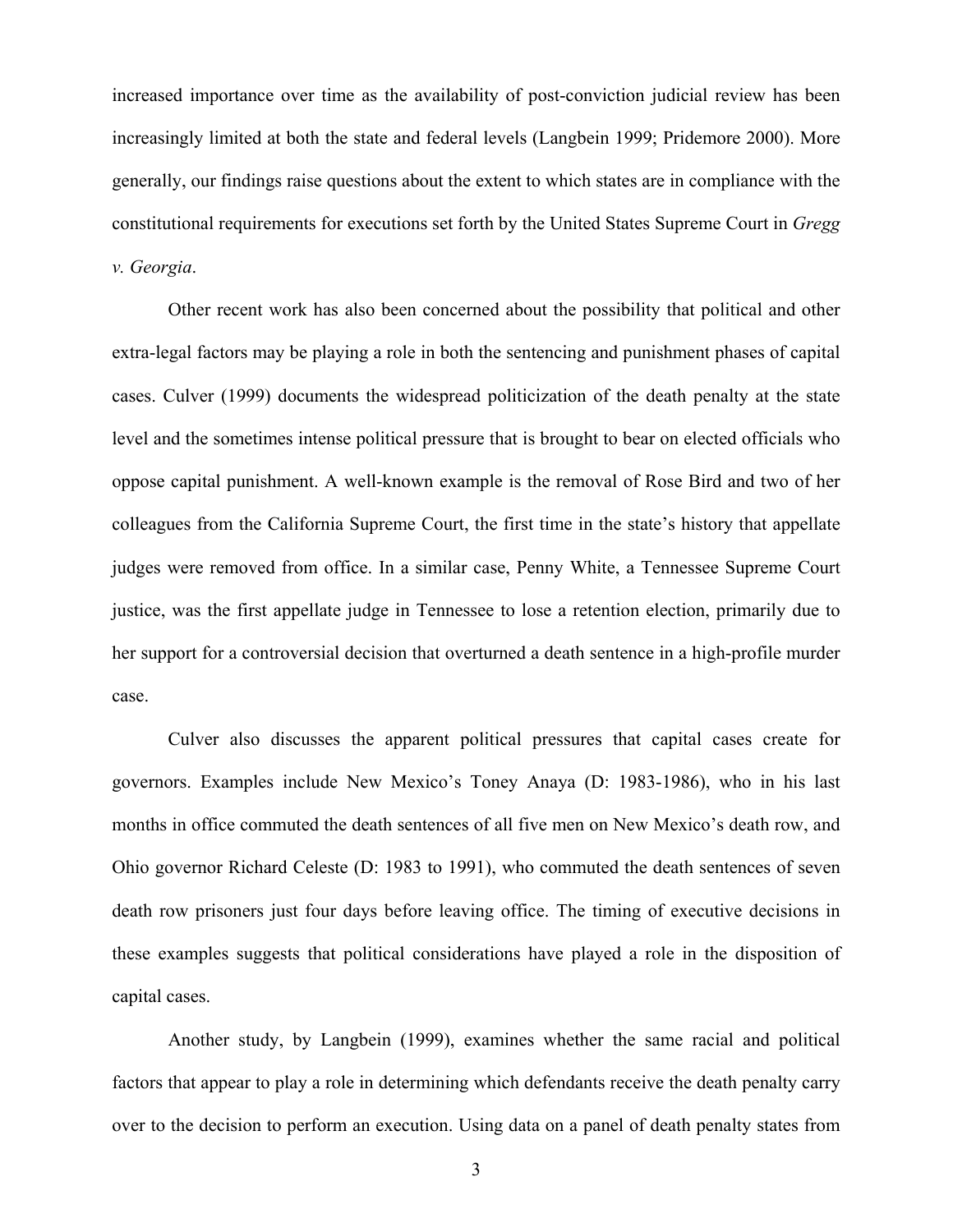increased importance over time as the availability of post-conviction judicial review has been increasingly limited at both the state and federal levels (Langbein 1999; Pridemore 2000). More generally, our findings raise questions about the extent to which states are in compliance with the constitutional requirements for executions set forth by the United States Supreme Court in *Gregg v. Georgia*.

Other recent work has also been concerned about the possibility that political and other extra-legal factors may be playing a role in both the sentencing and punishment phases of capital cases. Culver (1999) documents the widespread politicization of the death penalty at the state level and the sometimes intense political pressure that is brought to bear on elected officials who oppose capital punishment. A well-known example is the removal of Rose Bird and two of her colleagues from the California Supreme Court, the first time in the state's history that appellate judges were removed from office. In a similar case, Penny White, a Tennessee Supreme Court justice, was the first appellate judge in Tennessee to lose a retention election, primarily due to her support for a controversial decision that overturned a death sentence in a high-profile murder case.

Culver also discusses the apparent political pressures that capital cases create for governors. Examples include New Mexico's Toney Anaya (D: 1983-1986), who in his last months in office commuted the death sentences of all five men on New Mexico's death row, and Ohio governor Richard Celeste (D: 1983 to 1991), who commuted the death sentences of seven death row prisoners just four days before leaving office. The timing of executive decisions in these examples suggests that political considerations have played a role in the disposition of capital cases.

Another study, by Langbein (1999), examines whether the same racial and political factors that appear to play a role in determining which defendants receive the death penalty carry over to the decision to perform an execution. Using data on a panel of death penalty states from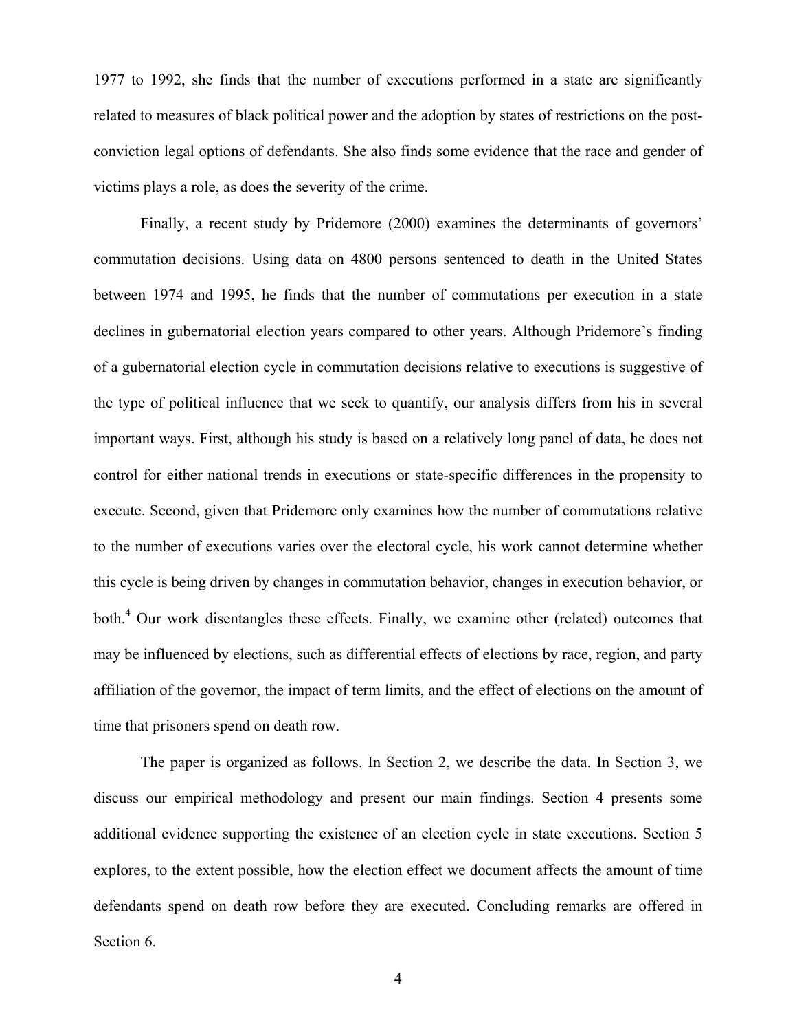1977 to 1992, she finds that the number of executions performed in a state are significantly related to measures of black political power and the adoption by states of restrictions on the post-conviction legal options of defendants. She also finds some evidence that the race and gender of victims plays a role, as does the severity of the crime.

Finally, a recent study by Pridemore (2000) examines the determinants of governors' commutation decisions. Using data on 4800 persons sentenced to death in the United States between 1974 and 1995, he finds that the number of commutations per execution in a state declines in gubernatorial election years compared to other years. Although Pridemore's finding of a gubernatorial election cycle in commutation decisions relative to executions is suggestive of the type of political influence that we seek to quantify, our analysis differs from his in several important ways. First, although his study is based on a relatively long panel of data, he does not control for either national trends in executions or state-specific differences in the propensity to execute. Second, given that Pridemore only examines how the number of commutations relative to the number of executions varies over the electoral cycle, his work cannot determine whether this cycle is being driven by changes in commutation behavior, changes in execution behavior, or both.[4] Our work disentangles these effects. Finally, we examine other (related) outcomes that may be influenced by elections, such as differential effects of elections by race, region, and party affiliation of the governor, the impact of term limits, and the effect of elections on the amount of time that prisoners spend on death row.

The paper is organized as follows. In Section 2, we describe the data. In Section 3, we discuss our empirical methodology and present our main findings. Section 4 presents some additional evidence supporting the existence of an election cycle in state executions. Section 5 explores, to the extent possible, how the election effect we document affects the amount of time defendants spend on death row before they are executed. Concluding remarks are offered in Section 6.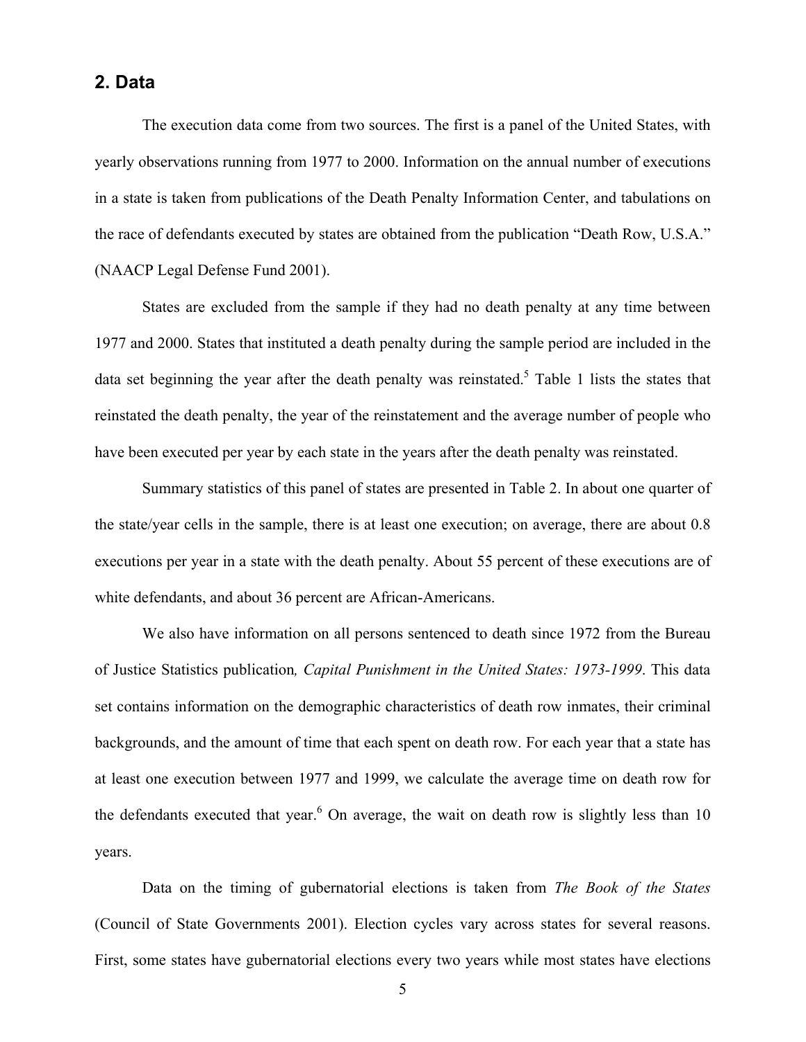## 2. Data

The execution data come from two sources. The first is a panel of the United States, with yearly observations running from 1977 to 2000. Information on the annual number of executions in a state is taken from publications of the Death Penalty Information Center, and tabulations on the race of defendants executed by states are obtained from the publication "Death Row, U.S.A." (NAACP Legal Defense Fund 2001).

States are excluded from the sample if they had no death penalty at any time between 1977 and 2000. States that instituted a death penalty during the sample period are included in the data set beginning the year after the death penalty was reinstated.[5] Table 1 lists the states that reinstated the death penalty, the year of the reinstatement and the average number of people who have been executed per year by each state in the years after the death penalty was reinstated.

Summary statistics of this panel of states are presented in Table 2. In about one quarter of the state/year cells in the sample, there is at least one execution; on average, there are about 0.8 executions per year in a state with the death penalty. About 55 percent of these executions are of white defendants, and about 36 percent are African-Americans.

We also have information on all persons sentenced to death since 1972 from the Bureau of Justice Statistics publication*, Capital Punishment in the United States: 1973-1999*. This data set contains information on the demographic characteristics of death row inmates, their criminal backgrounds, and the amount of time that each spent on death row. For each year that a state has at least one execution between 1977 and 1999, we calculate the average time on death row for the defendants executed that year.[6] On average, the wait on death row is slightly less than 10 years.

Data on the timing of gubernatorial elections is taken from *The Book of the States* (Council of State Governments 2001). Election cycles vary across states for several reasons. First, some states have gubernatorial elections every two years while most states have elections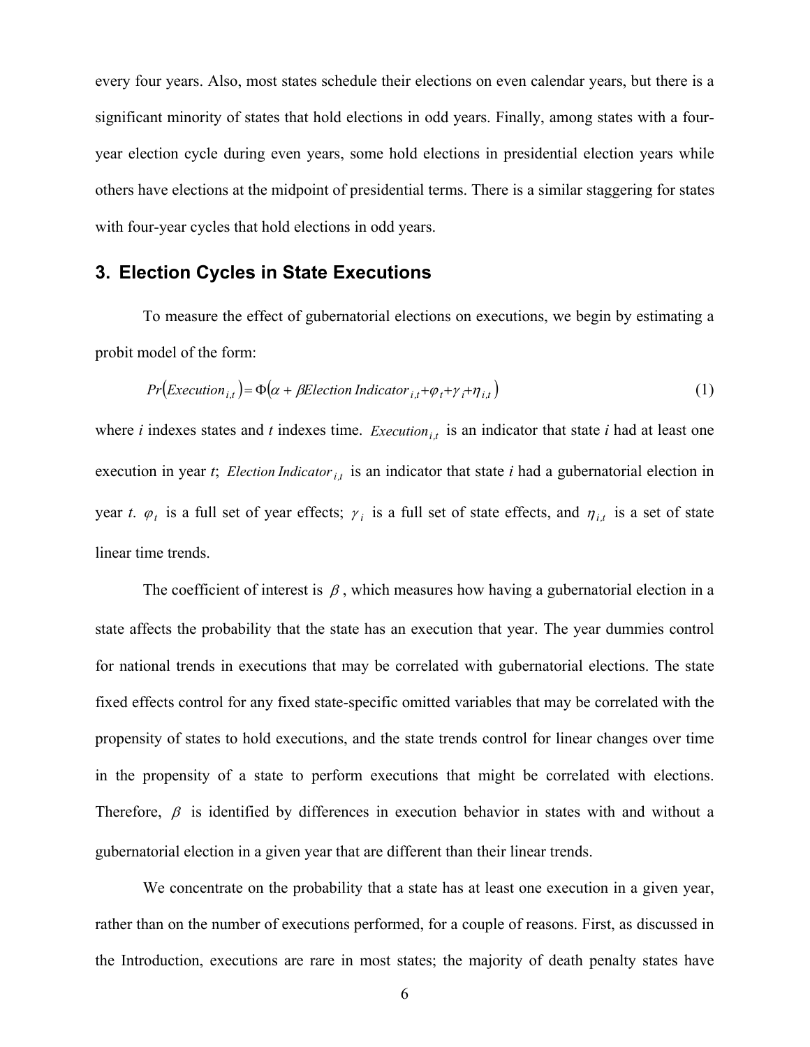every four years. Also, most states schedule their elections on even calendar years, but there is a significant minority of states that hold elections in odd years. Finally, among states with a four-year election cycle during even years, some hold elections in presidential election years while others have elections at the midpoint of presidential terms. There is a similar staggering for states with four-year cycles that hold elections in odd years.

## 3. Election Cycles in State Executions

To measure the effect of gubernatorial elections on executions, we begin by estimating a probit model of the form:

$$Pr\left(Execution_{i,t}\right) = \Phi\left(\alpha + \beta Election\ Indicator_{i,t} + \varphi_t + \gamma_i + \eta_{i,t}\right) \quad (1)$$

where *i* indexes states and *t* indexes time. $Execution_{i,t}$ is an indicator that state *i* had at least one execution in year *t*; $Election\ Indicator_{i,t}$ is an indicator that state *i* had a gubernatorial election in year *t*. $\varphi_t$ is a full set of year effects; $\gamma_i$ is a full set of state effects, and $\eta_{i,t}$ is a set of state linear time trends.

The coefficient of interest is $\beta$, which measures how having a gubernatorial election in a state affects the probability that the state has an execution that year. The year dummies control for national trends in executions that may be correlated with gubernatorial elections. The state fixed effects control for any fixed state-specific omitted variables that may be correlated with the propensity of states to hold executions, and the state trends control for linear changes over time in the propensity of a state to perform executions that might be correlated with elections. Therefore, $\beta$ is identified by differences in execution behavior in states with and without a gubernatorial election in a given year that are different than their linear trends.

We concentrate on the probability that a state has at least one execution in a given year, rather than on the number of executions performed, for a couple of reasons. First, as discussed in the Introduction, executions are rare in most states; the majority of death penalty states have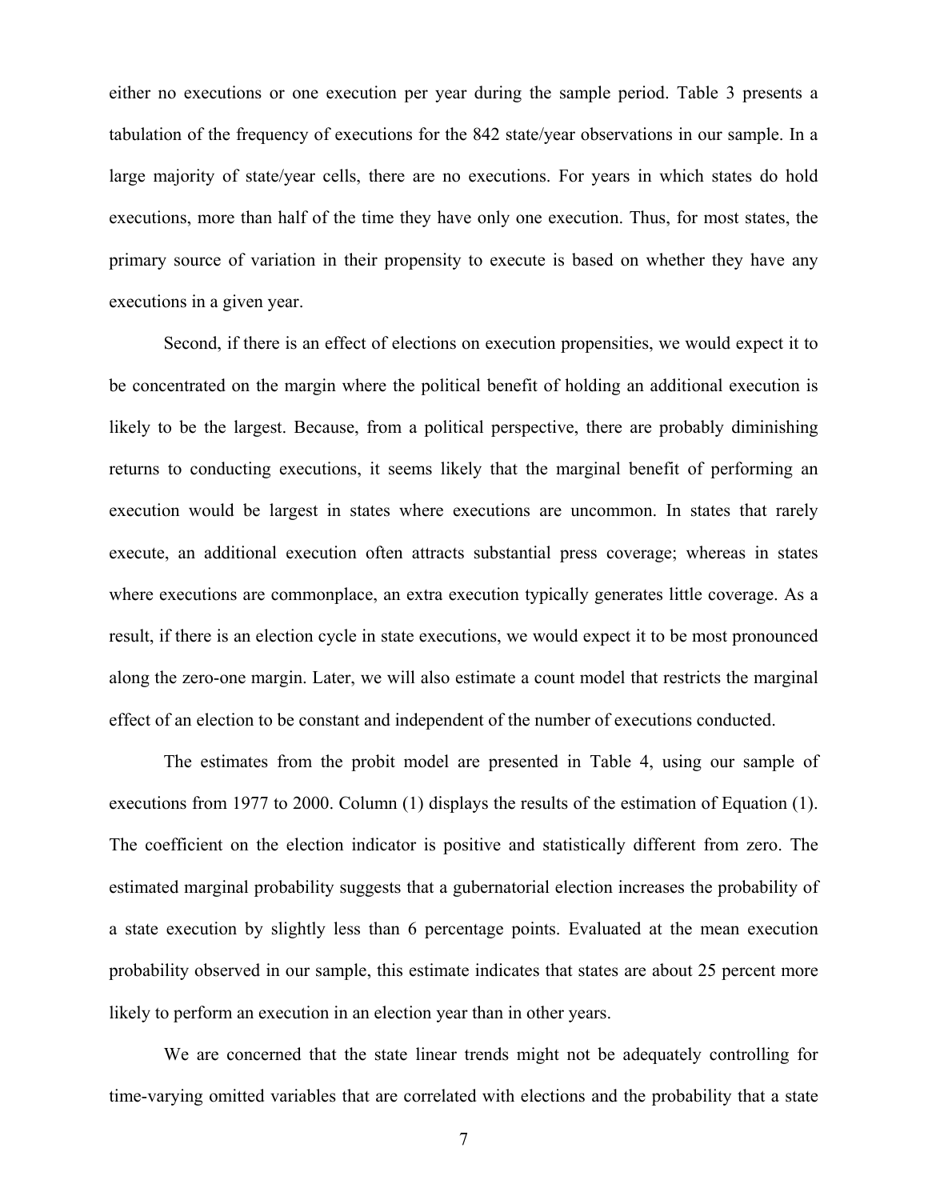either no executions or one execution per year during the sample period. Table 3 presents a tabulation of the frequency of executions for the 842 state/year observations in our sample. In a large majority of state/year cells, there are no executions. For years in which states do hold executions, more than half of the time they have only one execution. Thus, for most states, the primary source of variation in their propensity to execute is based on whether they have any executions in a given year.

Second, if there is an effect of elections on execution propensities, we would expect it to be concentrated on the margin where the political benefit of holding an additional execution is likely to be the largest. Because, from a political perspective, there are probably diminishing returns to conducting executions, it seems likely that the marginal benefit of performing an execution would be largest in states where executions are uncommon. In states that rarely execute, an additional execution often attracts substantial press coverage; whereas in states where executions are commonplace, an extra execution typically generates little coverage. As a result, if there is an election cycle in state executions, we would expect it to be most pronounced along the zero-one margin. Later, we will also estimate a count model that restricts the marginal effect of an election to be constant and independent of the number of executions conducted.

The estimates from the probit model are presented in Table 4, using our sample of executions from 1977 to 2000. Column (1) displays the results of the estimation of Equation (1). The coefficient on the election indicator is positive and statistically different from zero. The estimated marginal probability suggests that a gubernatorial election increases the probability of a state execution by slightly less than 6 percentage points. Evaluated at the mean execution probability observed in our sample, this estimate indicates that states are about 25 percent more likely to perform an execution in an election year than in other years.

We are concerned that the state linear trends might not be adequately controlling for time-varying omitted variables that are correlated with elections and the probability that a state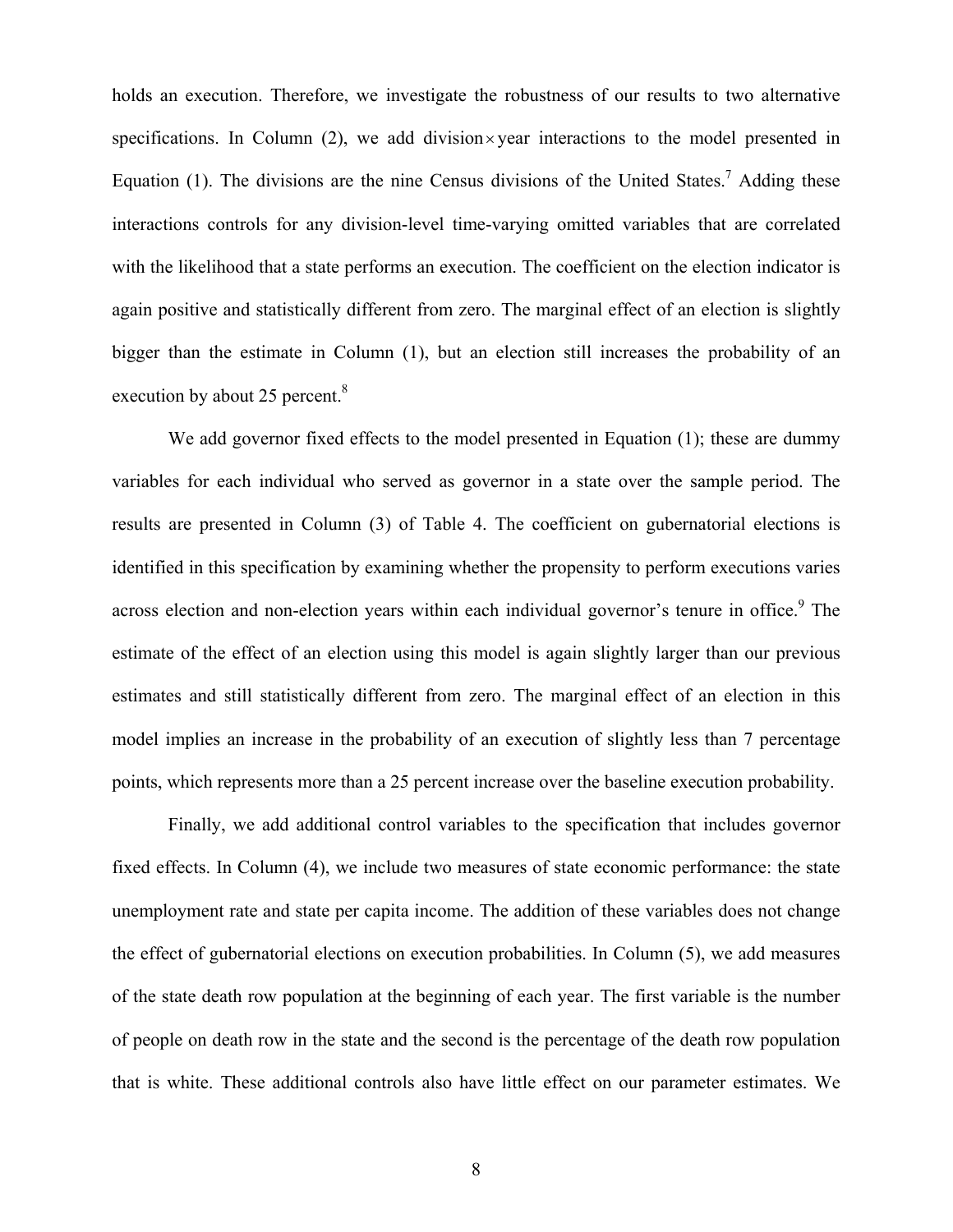holds an execution. Therefore, we investigate the robustness of our results to two alternative specifications. In Column (2), we add division×year interactions to the model presented in Equation (1). The divisions are the nine Census divisions of the United States.[7] Adding these interactions controls for any division-level time-varying omitted variables that are correlated with the likelihood that a state performs an execution. The coefficient on the election indicator is again positive and statistically different from zero. The marginal effect of an election is slightly bigger than the estimate in Column (1), but an election still increases the probability of an execution by about 25 percent.[8]

We add governor fixed effects to the model presented in Equation (1); these are dummy variables for each individual who served as governor in a state over the sample period. The results are presented in Column (3) of Table 4. The coefficient on gubernatorial elections is identified in this specification by examining whether the propensity to perform executions varies across election and non-election years within each individual governor's tenure in office.[9] The estimate of the effect of an election using this model is again slightly larger than our previous estimates and still statistically different from zero. The marginal effect of an election in this model implies an increase in the probability of an execution of slightly less than 7 percentage points, which represents more than a 25 percent increase over the baseline execution probability.

Finally, we add additional control variables to the specification that includes governor fixed effects. In Column (4), we include two measures of state economic performance: the state unemployment rate and state per capita income. The addition of these variables does not change the effect of gubernatorial elections on execution probabilities. In Column (5), we add measures of the state death row population at the beginning of each year. The first variable is the number of people on death row in the state and the second is the percentage of the death row population that is white. These additional controls also have little effect on our parameter estimates. We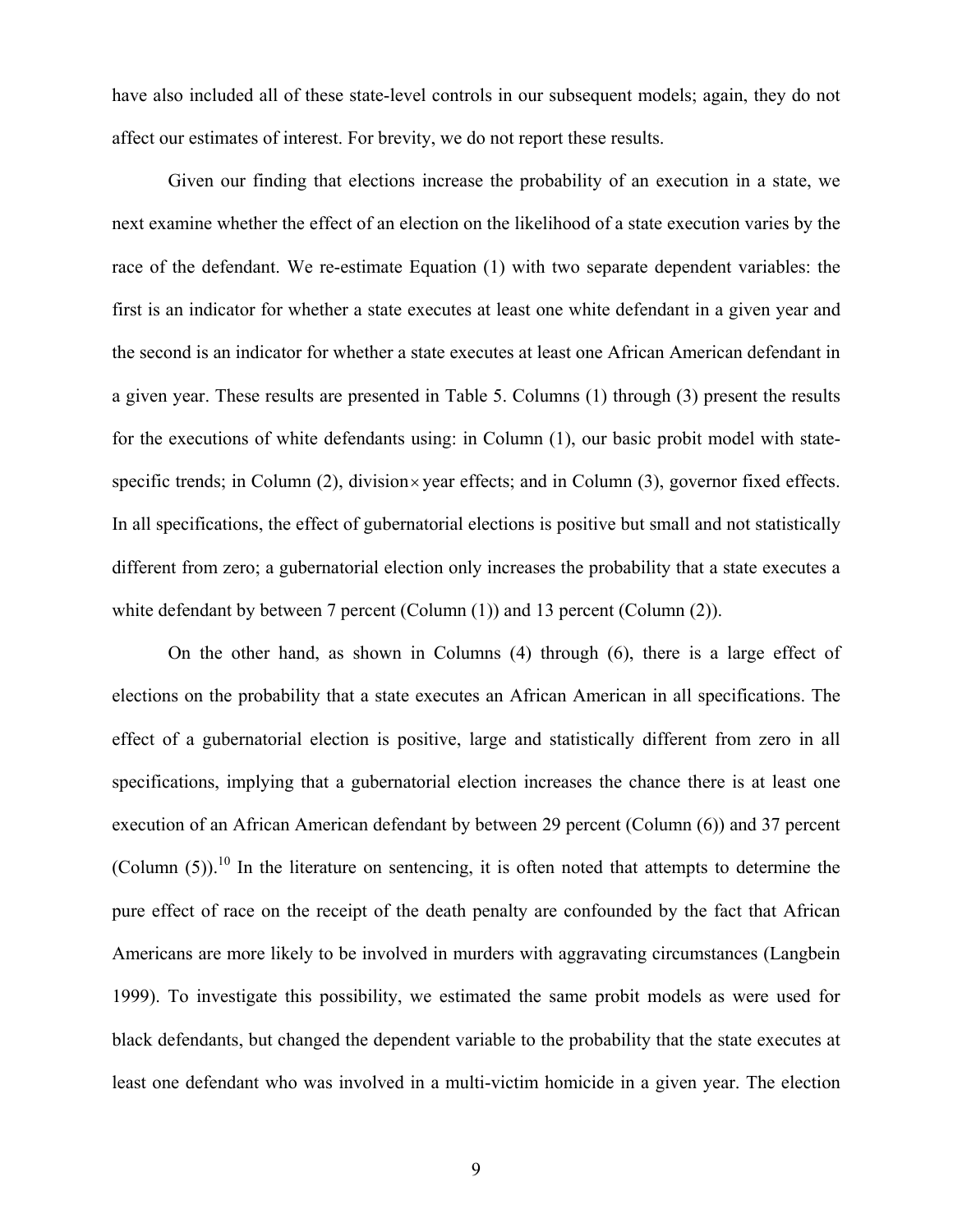have also included all of these state-level controls in our subsequent models; again, they do not affect our estimates of interest. For brevity, we do not report these results.

Given our finding that elections increase the probability of an execution in a state, we next examine whether the effect of an election on the likelihood of a state execution varies by the race of the defendant. We re-estimate Equation (1) with two separate dependent variables: the first is an indicator for whether a state executes at least one white defendant in a given year and the second is an indicator for whether a state executes at least one African American defendant in a given year. These results are presented in Table 5. Columns (1) through (3) present the results for the executions of white defendants using: in Column (1), our basic probit model with state-specific trends; in Column (2), division $\times$ year effects; and in Column (3), governor fixed effects. In all specifications, the effect of gubernatorial elections is positive but small and not statistically different from zero; a gubernatorial election only increases the probability that a state executes a white defendant by between 7 percent (Column (1)) and 13 percent (Column (2)).

On the other hand, as shown in Columns (4) through (6), there is a large effect of elections on the probability that a state executes an African American in all specifications. The effect of a gubernatorial election is positive, large and statistically different from zero in all specifications, implying that a gubernatorial election increases the chance there is at least one execution of an African American defendant by between 29 percent (Column (6)) and 37 percent (Column (5)).[10] In the literature on sentencing, it is often noted that attempts to determine the pure effect of race on the receipt of the death penalty are confounded by the fact that African Americans are more likely to be involved in murders with aggravating circumstances (Langbein 1999). To investigate this possibility, we estimated the same probit models as were used for black defendants, but changed the dependent variable to the probability that the state executes at least one defendant who was involved in a multi-victim homicide in a given year. The election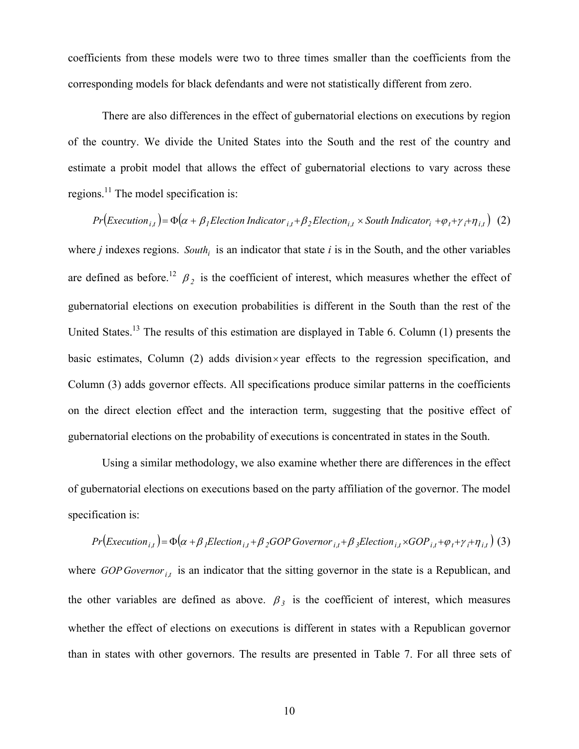coefficients from these models were two to three times smaller than the coefficients from the corresponding models for black defendants and were not statistically different from zero.

There are also differences in the effect of gubernatorial elections on executions by region of the country. We divide the United States into the South and the rest of the country and estimate a probit model that allows the effect of gubernatorial elections to vary across these regions.[11] The model specification is:

$$Pr\left(Execution_{i,t}\right) = \Phi\left(\alpha + \beta_1 Election\ Indicator_{i,t} + \beta_2 Election_{i,t} \times South\ Indicator_i + \varphi_t + \gamma_i + \eta_{i,t}\right) \quad (2)$$

where $j$ indexes regions. $South_i$ is an indicator that state $i$ is in the South, and the other variables are defined as before.[12] $\beta_2$ is the coefficient of interest, which measures whether the effect of gubernatorial elections on execution probabilities is different in the South than the rest of the United States.[13] The results of this estimation are displayed in Table 6. Column (1) presents the basic estimates, Column (2) adds division$\times$year effects to the regression specification, and Column (3) adds governor effects. All specifications produce similar patterns in the coefficients on the direct election effect and the interaction term, suggesting that the positive effect of gubernatorial elections on the probability of executions is concentrated in states in the South.

Using a similar methodology, we also examine whether there are differences in the effect of gubernatorial elections on executions based on the party affiliation of the governor. The model specification is:

$$Pr\left(Execution_{i,t}\right) = \Phi\left(\alpha + \beta_1 Election_{i,t} + \beta_2 GOP\ Governor_{i,t} + \beta_3 Election_{i,t} \times GOP_{i,t} + \varphi_t + \gamma_i + \eta_{i,t}\right) \quad (3)$$

where $GOP\ Governor_{i,t}$ is an indicator that the sitting governor in the state is a Republican, and the other variables are defined as above. $\beta_3$ is the coefficient of interest, which measures whether the effect of elections on executions is different in states with a Republican governor than in states with other governors. The results are presented in Table 7. For all three sets of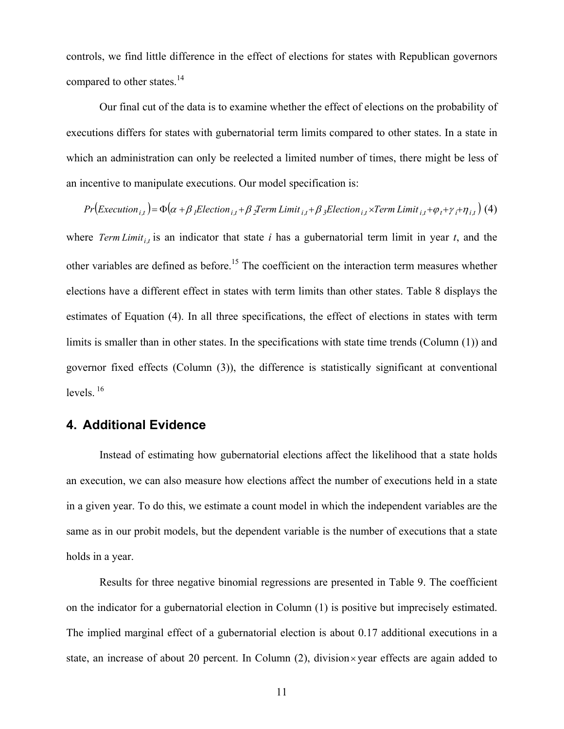controls, we find little difference in the effect of elections for states with Republican governors compared to other states.[14]

Our final cut of the data is to examine whether the effect of elections on the probability of executions differs for states with gubernatorial term limits compared to other states. In a state in which an administration can only be reelected a limited number of times, there might be less of an incentive to manipulate executions. Our model specification is:

$$Pr\left(Execution_{i,t}\right) = \Phi\left(\alpha + \beta_1 Election_{i,t} + \beta_2 Term\ Limit_{i,t} + \beta_3 Election_{i,t} \times Term\ Limit_{i,t} + \varphi_t + \gamma_i + \eta_{i,t}\right) \quad (4)$$

where $Term\ Limit_{i,t}$ is an indicator that state *i* has a gubernatorial term limit in year *t*, and the other variables are defined as before.[15] The coefficient on the interaction term measures whether elections have a different effect in states with term limits than other states. Table 8 displays the estimates of Equation (4). In all three specifications, the effect of elections in states with term limits is smaller than in other states. In the specifications with state time trends (Column (1)) and governor fixed effects (Column (3)), the difference is statistically significant at conventional levels.[16]

## 4. Additional Evidence

Instead of estimating how gubernatorial elections affect the likelihood that a state holds an execution, we can also measure how elections affect the number of executions held in a state in a given year. To do this, we estimate a count model in which the independent variables are the same as in our probit models, but the dependent variable is the number of executions that a state holds in a year.

Results for three negative binomial regressions are presented in Table 9. The coefficient on the indicator for a gubernatorial election in Column (1) is positive but imprecisely estimated. The implied marginal effect of a gubernatorial election is about 0.17 additional executions in a state, an increase of about 20 percent. In Column (2), division$\times$year effects are again added to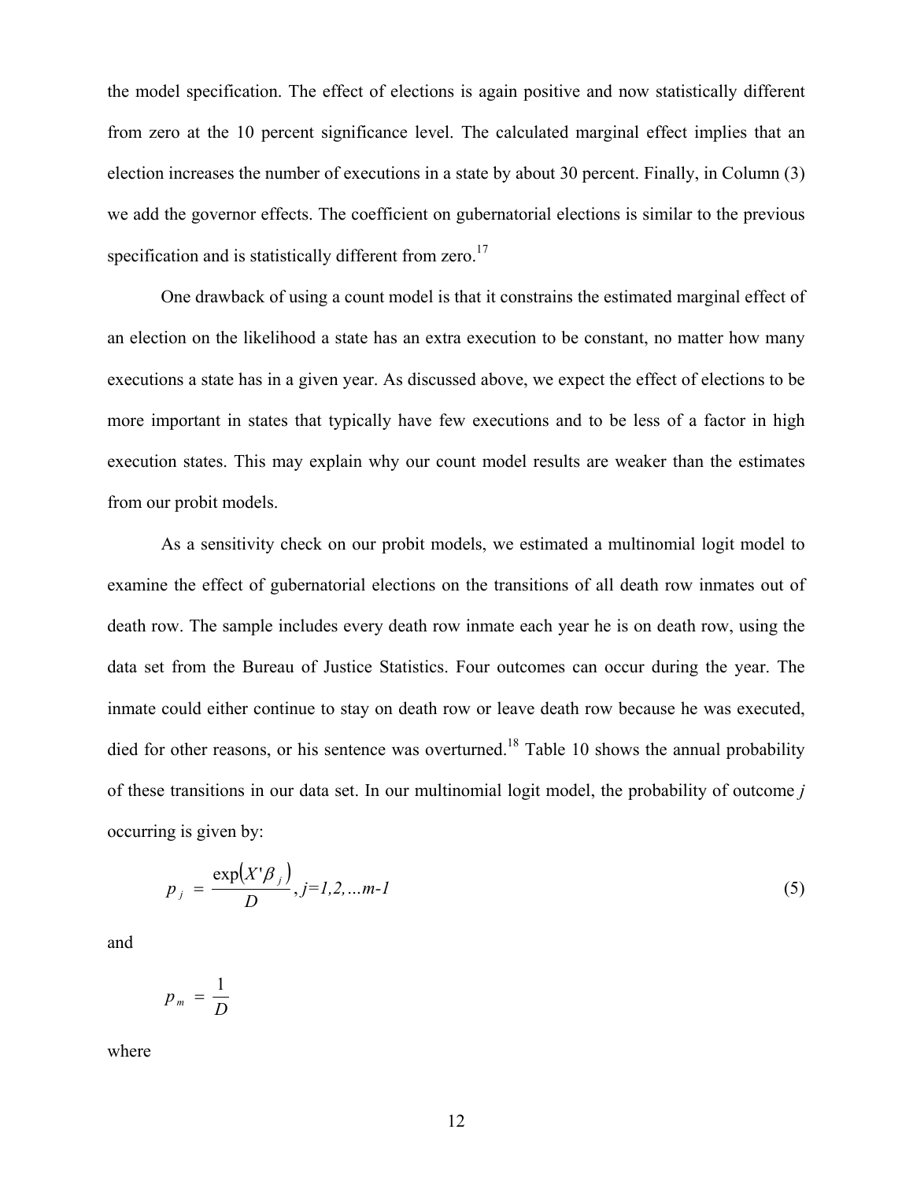the model specification. The effect of elections is again positive and now statistically different from zero at the 10 percent significance level. The calculated marginal effect implies that an election increases the number of executions in a state by about 30 percent. Finally, in Column (3) we add the governor effects. The coefficient on gubernatorial elections is similar to the previous specification and is statistically different from zero.[17]

One drawback of using a count model is that it constrains the estimated marginal effect of an election on the likelihood a state has an extra execution to be constant, no matter how many executions a state has in a given year. As discussed above, we expect the effect of elections to be more important in states that typically have few executions and to be less of a factor in high execution states. This may explain why our count model results are weaker than the estimates from our probit models.

As a sensitivity check on our probit models, we estimated a multinomial logit model to examine the effect of gubernatorial elections on the transitions of all death row inmates out of death row. The sample includes every death row inmate each year he is on death row, using the data set from the Bureau of Justice Statistics. Four outcomes can occur during the year. The inmate could either continue to stay on death row or leave death row because he was executed, died for other reasons, or his sentence was overturned.[18] Table 10 shows the annual probability of these transitions in our data set. In our multinomial logit model, the probability of outcome $j$ occurring is given by:

$$p_j = \frac{\exp\left(X'\beta_j\right)}{D}, j=1,2,\ldots m-1 \tag{5}$$

and

$$p_m = \frac{1}{D}$$

where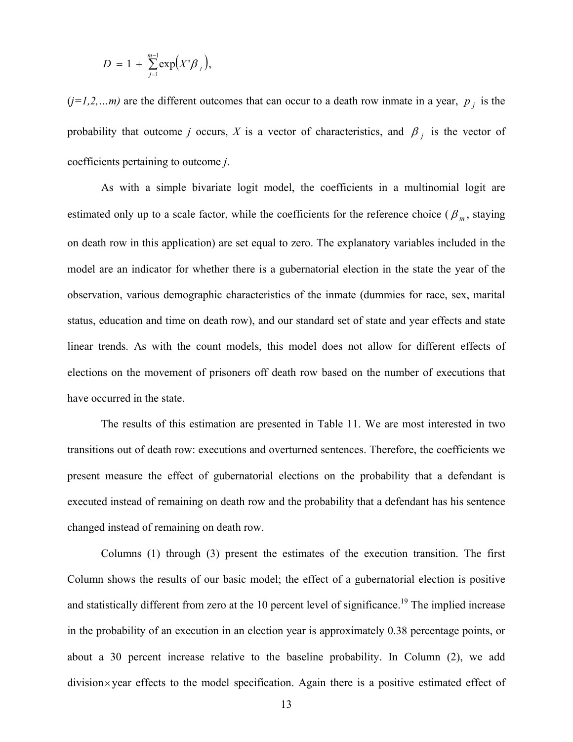$$D = 1 + \sum_{j=1}^{m-1} \exp\left(X'\beta_j\right),$$

*(j=1,2,…m)* are the different outcomes that can occur to a death row inmate in a year, $p_j$ is the probability that outcome *j* occurs, *X* is a vector of characteristics, and $\beta_j$ is the vector of coefficients pertaining to outcome *j*.

As with a simple bivariate logit model, the coefficients in a multinomial logit are estimated only up to a scale factor, while the coefficients for the reference choice ($\beta_m$, staying on death row in this application) are set equal to zero. The explanatory variables included in the model are an indicator for whether there is a gubernatorial election in the state the year of the observation, various demographic characteristics of the inmate (dummies for race, sex, marital status, education and time on death row), and our standard set of state and year effects and state linear trends. As with the count models, this model does not allow for different effects of elections on the movement of prisoners off death row based on the number of executions that have occurred in the state.

The results of this estimation are presented in Table 11. We are most interested in two transitions out of death row: executions and overturned sentences. Therefore, the coefficients we present measure the effect of gubernatorial elections on the probability that a defendant is executed instead of remaining on death row and the probability that a defendant has his sentence changed instead of remaining on death row.

Columns (1) through (3) present the estimates of the execution transition. The first Column shows the results of our basic model; the effect of a gubernatorial election is positive and statistically different from zero at the 10 percent level of significance.[19] The implied increase in the probability of an execution in an election year is approximately 0.38 percentage points, or about a 30 percent increase relative to the baseline probability. In Column (2), we add division$\times$year effects to the model specification. Again there is a positive estimated effect of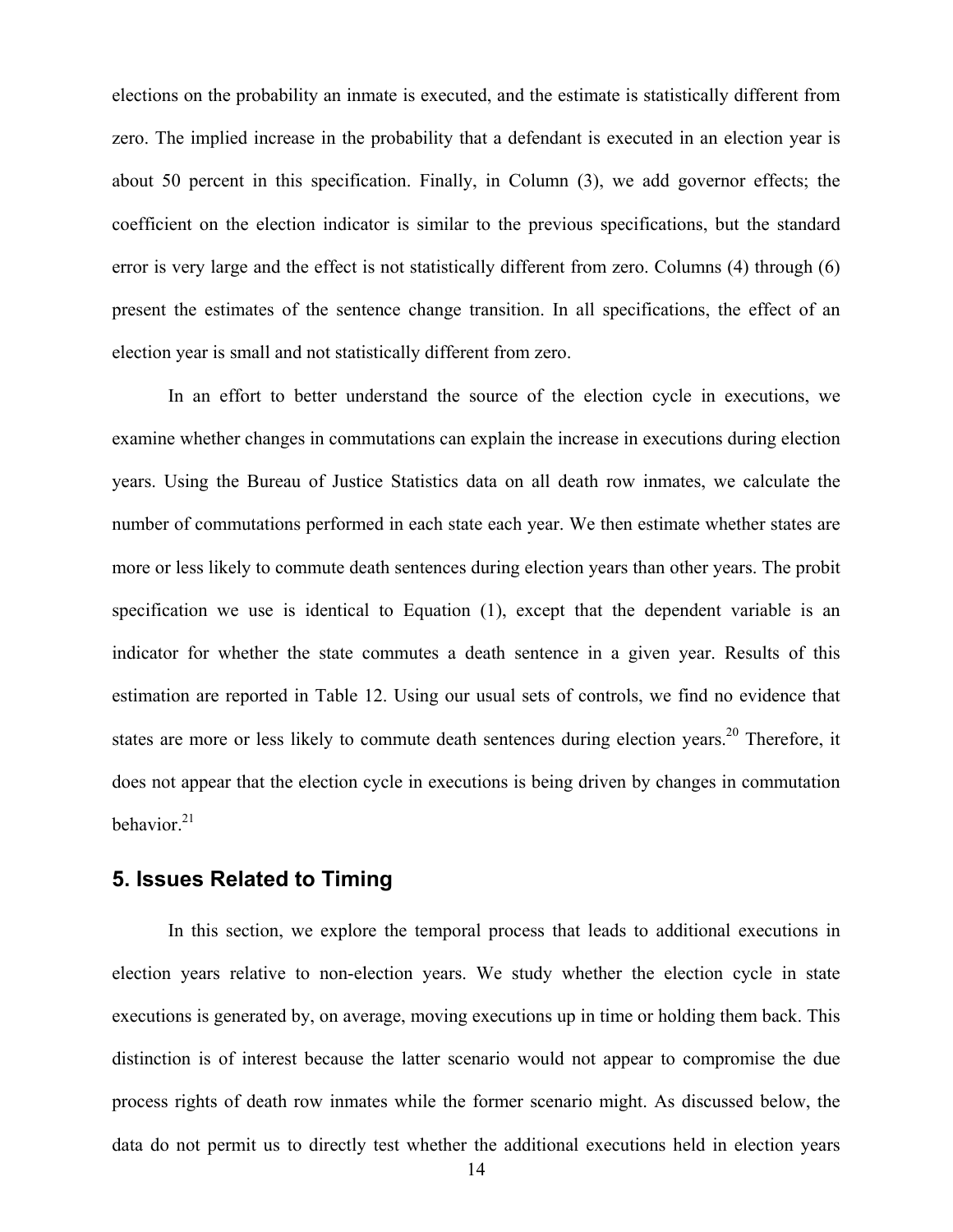elections on the probability an inmate is executed, and the estimate is statistically different from zero. The implied increase in the probability that a defendant is executed in an election year is about 50 percent in this specification. Finally, in Column (3), we add governor effects; the coefficient on the election indicator is similar to the previous specifications, but the standard error is very large and the effect is not statistically different from zero. Columns (4) through (6) present the estimates of the sentence change transition. In all specifications, the effect of an election year is small and not statistically different from zero.

In an effort to better understand the source of the election cycle in executions, we examine whether changes in commutations can explain the increase in executions during election years. Using the Bureau of Justice Statistics data on all death row inmates, we calculate the number of commutations performed in each state each year. We then estimate whether states are more or less likely to commute death sentences during election years than other years. The probit specification we use is identical to Equation (1), except that the dependent variable is an indicator for whether the state commutes a death sentence in a given year. Results of this estimation are reported in Table 12. Using our usual sets of controls, we find no evidence that states are more or less likely to commute death sentences during election years.[20] Therefore, it does not appear that the election cycle in executions is being driven by changes in commutation behavior.[21]

## 5. Issues Related to Timing

In this section, we explore the temporal process that leads to additional executions in election years relative to non-election years. We study whether the election cycle in state executions is generated by, on average, moving executions up in time or holding them back. This distinction is of interest because the latter scenario would not appear to compromise the due process rights of death row inmates while the former scenario might. As discussed below, the data do not permit us to directly test whether the additional executions held in election years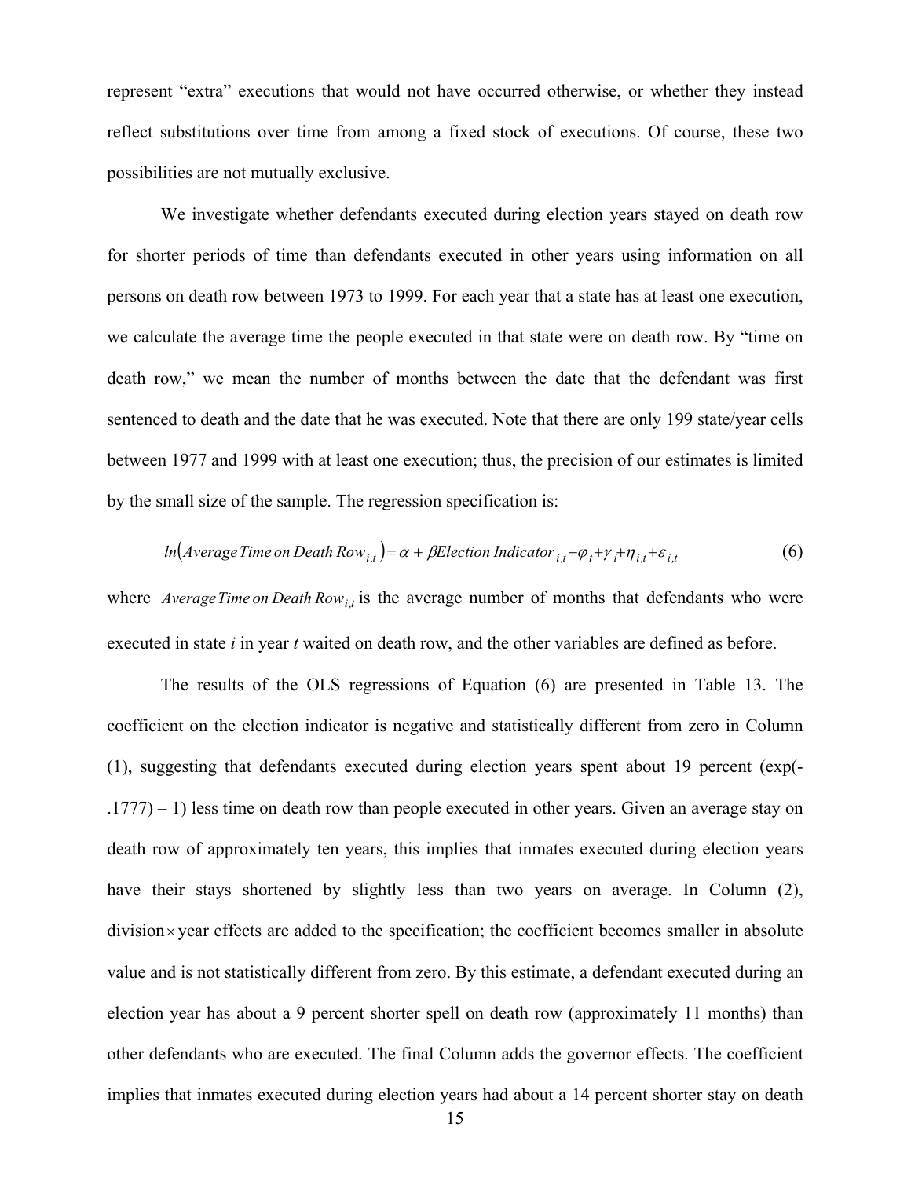represent "extra" executions that would not have occurred otherwise, or whether they instead reflect substitutions over time from among a fixed stock of executions. Of course, these two possibilities are not mutually exclusive.

We investigate whether defendants executed during election years stayed on death row for shorter periods of time than defendants executed in other years using information on all persons on death row between 1973 to 1999. For each year that a state has at least one execution, we calculate the average time the people executed in that state were on death row. By "time on death row," we mean the number of months between the date that the defendant was first sentenced to death and the date that he was executed. Note that there are only 199 state/year cells between 1977 and 1999 with at least one execution; thus, the precision of our estimates is limited by the small size of the sample. The regression specification is:

$$ln\left(Average\,Time\,on\,Death\,Row_{i,t}\right) = \alpha + \beta Election\,Indicator_{i,t} + \varphi_t + \gamma_i + \eta_{i,t} + \varepsilon_{i,t} \qquad (6)$$

where $Average\,Time\,on\,Death\,Row_{i,t}$ is the average number of months that defendants who were executed in state *i* in year *t* waited on death row, and the other variables are defined as before.

The results of the OLS regressions of Equation (6) are presented in Table 13. The coefficient on the election indicator is negative and statistically different from zero in Column (1), suggesting that defendants executed during election years spent about 19 percent (exp(-.1777) – 1) less time on death row than people executed in other years. Given an average stay on death row of approximately ten years, this implies that inmates executed during election years have their stays shortened by slightly less than two years on average. In Column (2), division$\times$year effects are added to the specification; the coefficient becomes smaller in absolute value and is not statistically different from zero. By this estimate, a defendant executed during an election year has about a 9 percent shorter spell on death row (approximately 11 months) than other defendants who are executed. The final Column adds the governor effects. The coefficient implies that inmates executed during election years had about a 14 percent shorter stay on death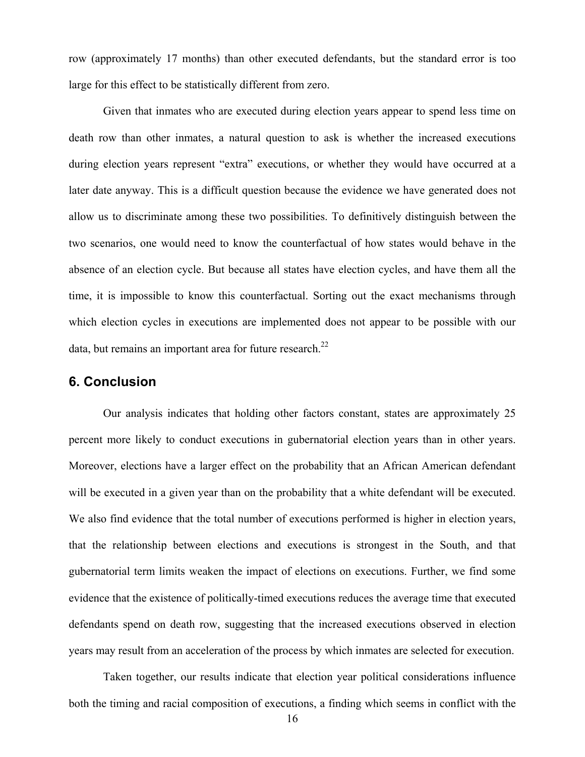row (approximately 17 months) than other executed defendants, but the standard error is too large for this effect to be statistically different from zero.

Given that inmates who are executed during election years appear to spend less time on death row than other inmates, a natural question to ask is whether the increased executions during election years represent "extra" executions, or whether they would have occurred at a later date anyway. This is a difficult question because the evidence we have generated does not allow us to discriminate among these two possibilities. To definitively distinguish between the two scenarios, one would need to know the counterfactual of how states would behave in the absence of an election cycle. But because all states have election cycles, and have them all the time, it is impossible to know this counterfactual. Sorting out the exact mechanisms through which election cycles in executions are implemented does not appear to be possible with our data, but remains an important area for future research.[22]

## 6. Conclusion

Our analysis indicates that holding other factors constant, states are approximately 25 percent more likely to conduct executions in gubernatorial election years than in other years. Moreover, elections have a larger effect on the probability that an African American defendant will be executed in a given year than on the probability that a white defendant will be executed. We also find evidence that the total number of executions performed is higher in election years, that the relationship between elections and executions is strongest in the South, and that gubernatorial term limits weaken the impact of elections on executions. Further, we find some evidence that the existence of politically-timed executions reduces the average time that executed defendants spend on death row, suggesting that the increased executions observed in election years may result from an acceleration of the process by which inmates are selected for execution.

Taken together, our results indicate that election year political considerations influence both the timing and racial composition of executions, a finding which seems in conflict with the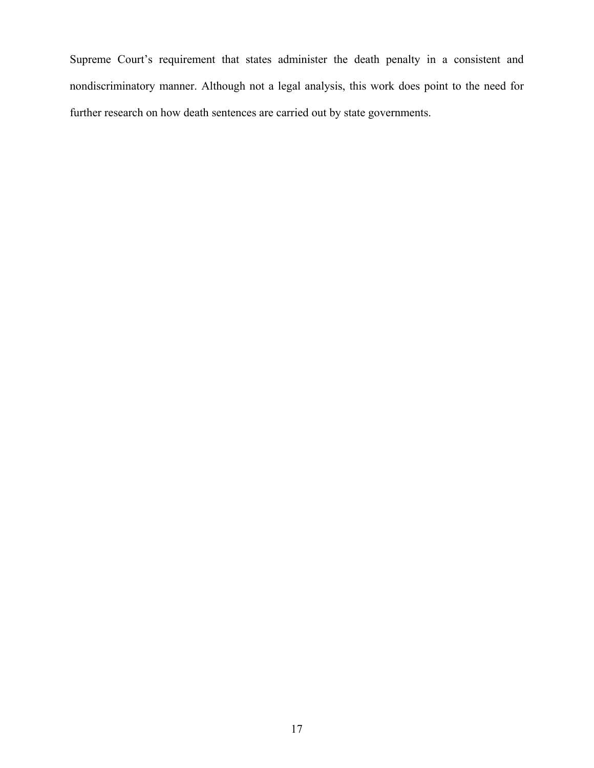Supreme Court's requirement that states administer the death penalty in a consistent and nondiscriminatory manner. Although not a legal analysis, this work does point to the need for further research on how death sentences are carried out by state governments.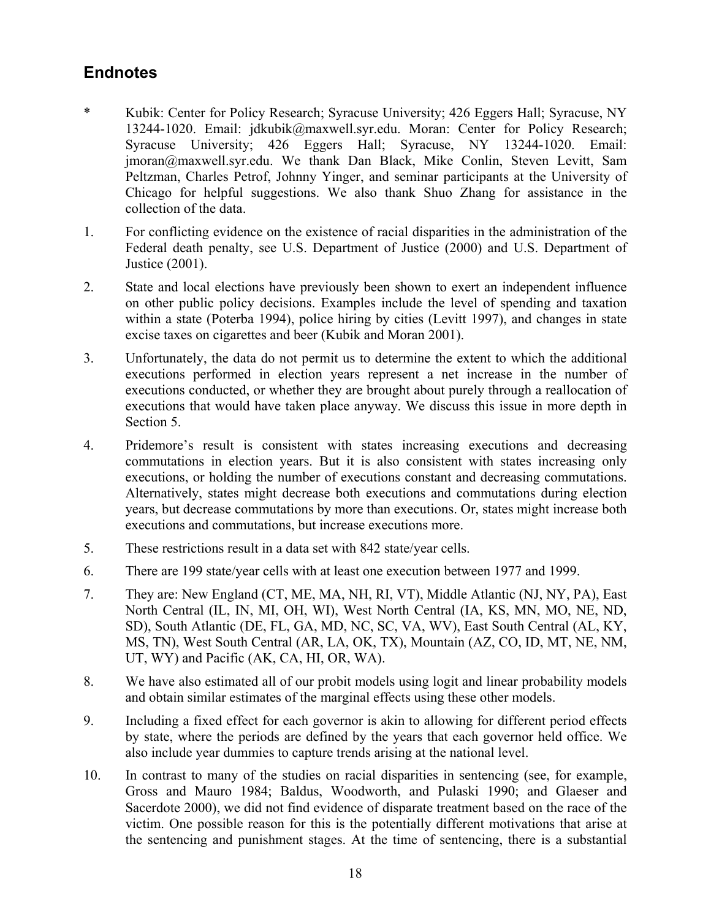## Endnotes

\* Kubik: Center for Policy Research; Syracuse University; 426 Eggers Hall; Syracuse, NY 13244-1020. Email: jdkubik@maxwell.syr.edu. Moran: Center for Policy Research; Syracuse University; 426 Eggers Hall; Syracuse, NY 13244-1020. Email: jmoran@maxwell.syr.edu. We thank Dan Black, Mike Conlin, Steven Levitt, Sam Peltzman, Charles Petrof, Johnny Yinger, and seminar participants at the University of Chicago for helpful suggestions. We also thank Shuo Zhang for assistance in the collection of the data.

1. For conflicting evidence on the existence of racial disparities in the administration of the Federal death penalty, see U.S. Department of Justice (2000) and U.S. Department of Justice (2001).

2. State and local elections have previously been shown to exert an independent influence on other public policy decisions. Examples include the level of spending and taxation within a state (Poterba 1994), police hiring by cities (Levitt 1997), and changes in state excise taxes on cigarettes and beer (Kubik and Moran 2001).

3. Unfortunately, the data do not permit us to determine the extent to which the additional executions performed in election years represent a net increase in the number of executions conducted, or whether they are brought about purely through a reallocation of executions that would have taken place anyway. We discuss this issue in more depth in Section 5.

4. Pridemore's result is consistent with states increasing executions and decreasing commutations in election years. But it is also consistent with states increasing only executions, or holding the number of executions constant and decreasing commutations. Alternatively, states might decrease both executions and commutations during election years, but decrease commutations by more than executions. Or, states might increase both executions and commutations, but increase executions more.

5. These restrictions result in a data set with 842 state/year cells.

6. There are 199 state/year cells with at least one execution between 1977 and 1999.

7. They are: New England (CT, ME, MA, NH, RI, VT), Middle Atlantic (NJ, NY, PA), East North Central (IL, IN, MI, OH, WI), West North Central (IA, KS, MN, MO, NE, ND, SD), South Atlantic (DE, FL, GA, MD, NC, SC, VA, WV), East South Central (AL, KY, MS, TN), West South Central (AR, LA, OK, TX), Mountain (AZ, CO, ID, MT, NE, NM, UT, WY) and Pacific (AK, CA, HI, OR, WA).

8. We have also estimated all of our probit models using logit and linear probability models and obtain similar estimates of the marginal effects using these other models.

9. Including a fixed effect for each governor is akin to allowing for different period effects by state, where the periods are defined by the years that each governor held office. We also include year dummies to capture trends arising at the national level.

10. In contrast to many of the studies on racial disparities in sentencing (see, for example, Gross and Mauro 1984; Baldus, Woodworth, and Pulaski 1990; and Glaeser and Sacerdote 2000), we did not find evidence of disparate treatment based on the race of the victim. One possible reason for this is the potentially different motivations that arise at the sentencing and punishment stages. At the time of sentencing, there is a substantial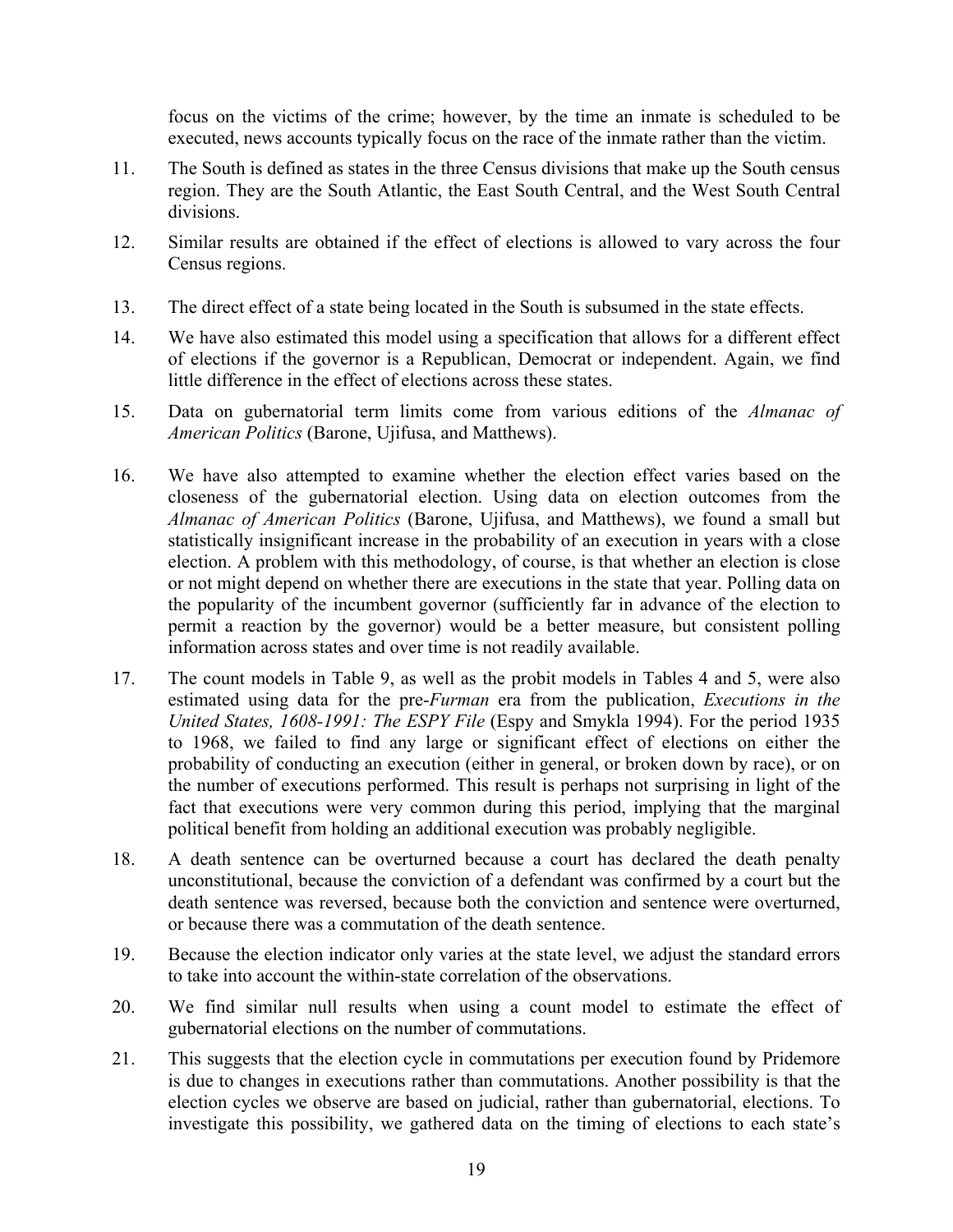focus on the victims of the crime; however, by the time an inmate is scheduled to be executed, news accounts typically focus on the race of the inmate rather than the victim.

11. The South is defined as states in the three Census divisions that make up the South census region. They are the South Atlantic, the East South Central, and the West South Central divisions.

12. Similar results are obtained if the effect of elections is allowed to vary across the four Census regions.

13. The direct effect of a state being located in the South is subsumed in the state effects.

14. We have also estimated this model using a specification that allows for a different effect of elections if the governor is a Republican, Democrat or independent. Again, we find little difference in the effect of elections across these states.

15. Data on gubernatorial term limits come from various editions of the *Almanac of American Politics* (Barone, Ujifusa, and Matthews).

16. We have also attempted to examine whether the election effect varies based on the closeness of the gubernatorial election. Using data on election outcomes from the *Almanac of American Politics* (Barone, Ujifusa, and Matthews), we found a small but statistically insignificant increase in the probability of an execution in years with a close election. A problem with this methodology, of course, is that whether an election is close or not might depend on whether there are executions in the state that year. Polling data on the popularity of the incumbent governor (sufficiently far in advance of the election to permit a reaction by the governor) would be a better measure, but consistent polling information across states and over time is not readily available.

17. The count models in Table 9, as well as the probit models in Tables 4 and 5, were also estimated using data for the pre-*Furman* era from the publication, *Executions in the United States, 1608-1991: The ESPY File* (Espy and Smykla 1994). For the period 1935 to 1968, we failed to find any large or significant effect of elections on either the probability of conducting an execution (either in general, or broken down by race), or on the number of executions performed. This result is perhaps not surprising in light of the fact that executions were very common during this period, implying that the marginal political benefit from holding an additional execution was probably negligible.

18. A death sentence can be overturned because a court has declared the death penalty unconstitutional, because the conviction of a defendant was confirmed by a court but the death sentence was reversed, because both the conviction and sentence were overturned, or because there was a commutation of the death sentence.

19. Because the election indicator only varies at the state level, we adjust the standard errors to take into account the within-state correlation of the observations.

20. We find similar null results when using a count model to estimate the effect of gubernatorial elections on the number of commutations.

21. This suggests that the election cycle in commutations per execution found by Pridemore is due to changes in executions rather than commutations. Another possibility is that the election cycles we observe are based on judicial, rather than gubernatorial, elections. To investigate this possibility, we gathered data on the timing of elections to each state's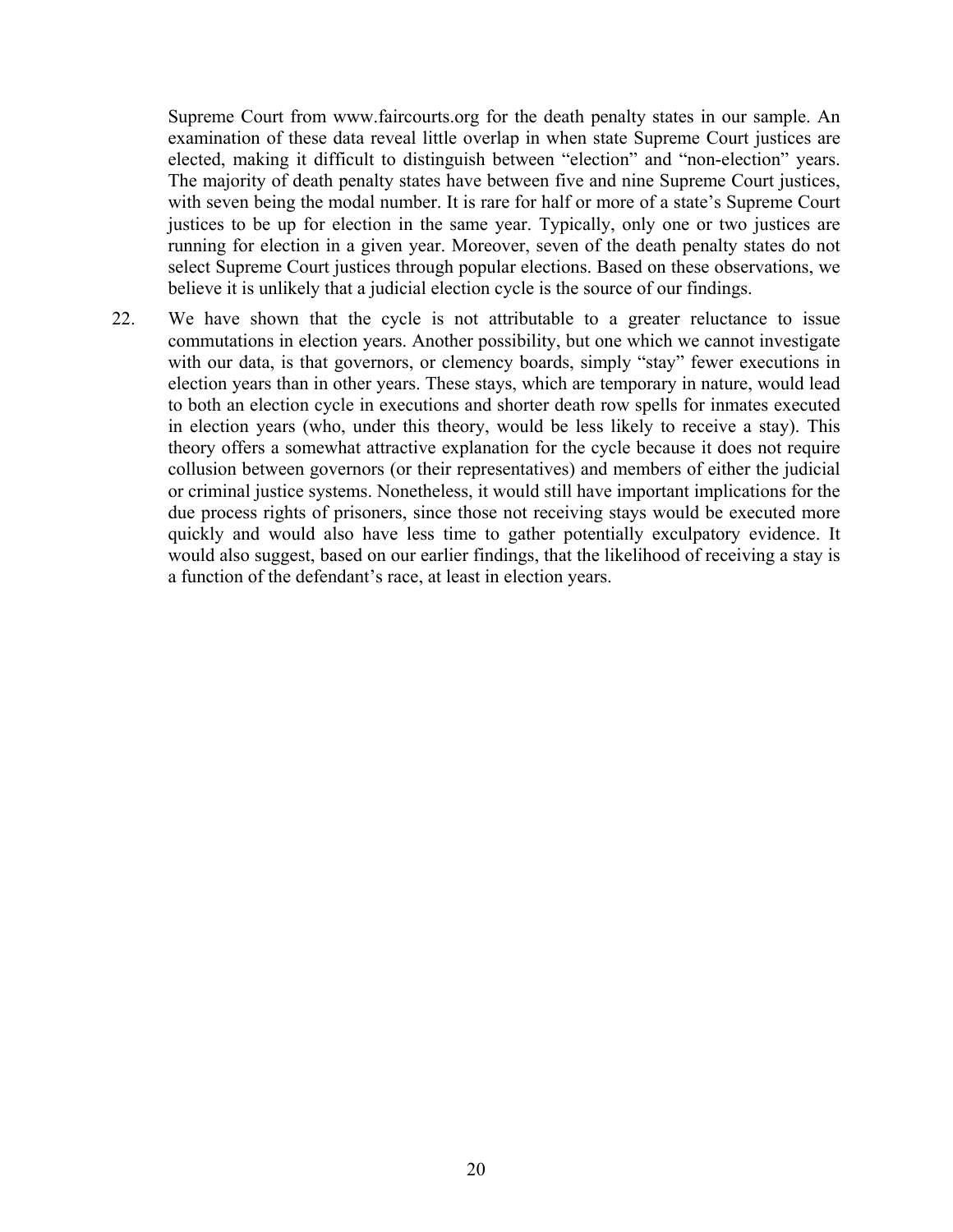Supreme Court from www.faircourts.org for the death penalty states in our sample. An examination of these data reveal little overlap in when state Supreme Court justices are elected, making it difficult to distinguish between "election" and "non-election" years. The majority of death penalty states have between five and nine Supreme Court justices, with seven being the modal number. It is rare for half or more of a state's Supreme Court justices to be up for election in the same year. Typically, only one or two justices are running for election in a given year. Moreover, seven of the death penalty states do not select Supreme Court justices through popular elections. Based on these observations, we believe it is unlikely that a judicial election cycle is the source of our findings.

22. We have shown that the cycle is not attributable to a greater reluctance to issue commutations in election years. Another possibility, but one which we cannot investigate with our data, is that governors, or clemency boards, simply "stay" fewer executions in election years than in other years. These stays, which are temporary in nature, would lead to both an election cycle in executions and shorter death row spells for inmates executed in election years (who, under this theory, would be less likely to receive a stay). This theory offers a somewhat attractive explanation for the cycle because it does not require collusion between governors (or their representatives) and members of either the judicial or criminal justice systems. Nonetheless, it would still have important implications for the due process rights of prisoners, since those not receiving stays would be executed more quickly and would also have less time to gather potentially exculpatory evidence. It would also suggest, based on our earlier findings, that the likelihood of receiving a stay is a function of the defendant's race, at least in election years.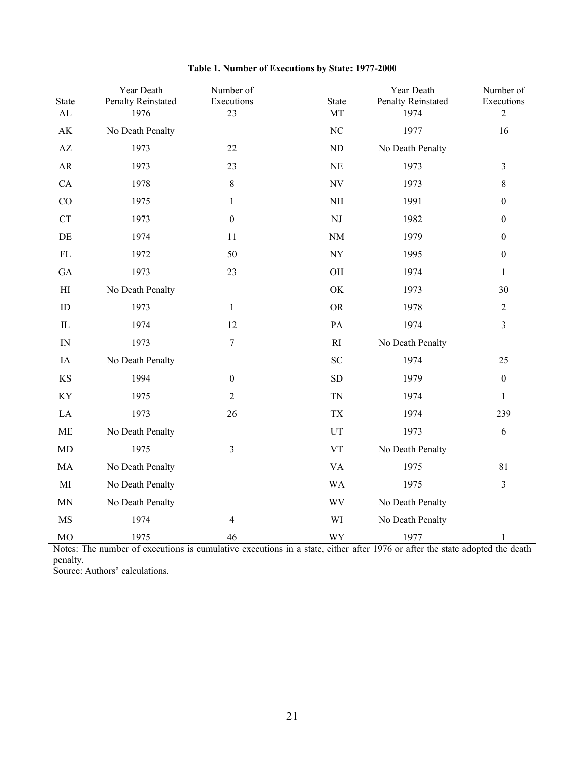**Table 1. Number of Executions by State: 1977-2000**

| State | Year Death Penalty Reinstated | Number of Executions | State | Year Death Penalty Reinstated | Number of Executions |
|---|---|---|---|---|---|
| AL | 1976 | 23 | MT | 1974 | 2 |
| AK | No Death Penalty | | NC | 1977 | 16 |
| AZ | 1973 | 22 | ND | No Death Penalty | |
| AR | 1973 | 23 | NE | 1973 | 3 |
| CA | 1978 | 8 | NV | 1973 | 8 |
| CO | 1975 | 1 | NH | 1991 | 0 |
| CT | 1973 | 0 | NJ | 1982 | 0 |
| DE | 1974 | 11 | NM | 1979 | 0 |
| FL | 1972 | 50 | NY | 1995 | 0 |
| GA | 1973 | 23 | OH | 1974 | 1 |
| HI | No Death Penalty | | OK | 1973 | 30 |
| ID | 1973 | 1 | OR | 1978 | 2 |
| IL | 1974 | 12 | PA | 1974 | 3 |
| IN | 1973 | 7 | RI | No Death Penalty | |
| IA | No Death Penalty | | SC | 1974 | 25 |
| KS | 1994 | 0 | SD | 1979 | 0 |
| KY | 1975 | 2 | TN | 1974 | 1 |
| LA | 1973 | 26 | TX | 1974 | 239 |
| ME | No Death Penalty | | UT | 1973 | 6 |
| MD | 1975 | 3 | VT | No Death Penalty | |
| MA | No Death Penalty | | VA | 1975 | 81 |
| MI | No Death Penalty | | WA | 1975 | 3 |
| MN | No Death Penalty | | WV | No Death Penalty | |
| MS | 1974 | 4 | WI | No Death Penalty | |
| MO | 1975 | 46 | WY | 1977 | 1 |

Notes: The number of executions is cumulative executions in a state, either after 1976 or after the state adopted the death penalty.
Source: Authors' calculations.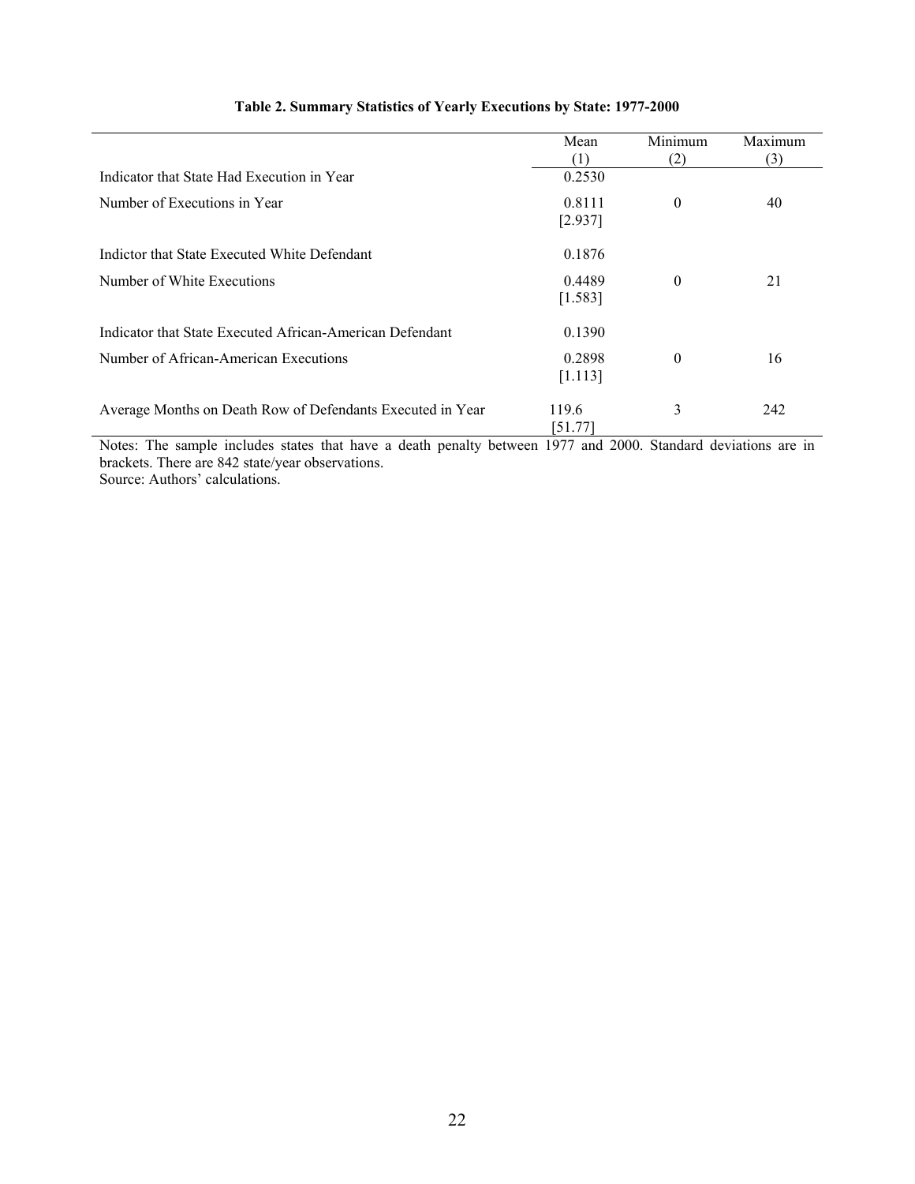**Table 2. Summary Statistics of Yearly Executions by State: 1977-2000**

| | Mean<br>(1) | Minimum<br>(2) | Maximum<br>(3) |
|---|---|---|---|
| Indicator that State Had Execution in Year | 0.2530 | | |
| Number of Executions in Year | 0.8111<br>[2.937] | 0 | 40 |
| Indictor that State Executed White Defendant | 0.1876 | | |
| Number of White Executions | 0.4489<br>[1.583] | 0 | 21 |
| Indicator that State Executed African-American Defendant | 0.1390 | | |
| Number of African-American Executions | 0.2898<br>[1.113] | 0 | 16 |
| Average Months on Death Row of Defendants Executed in Year | 119.6<br>[51.77] | 3 | 242 |

Notes: The sample includes states that have a death penalty between 1977 and 2000. Standard deviations are in brackets. There are 842 state/year observations.
Source: Authors' calculations.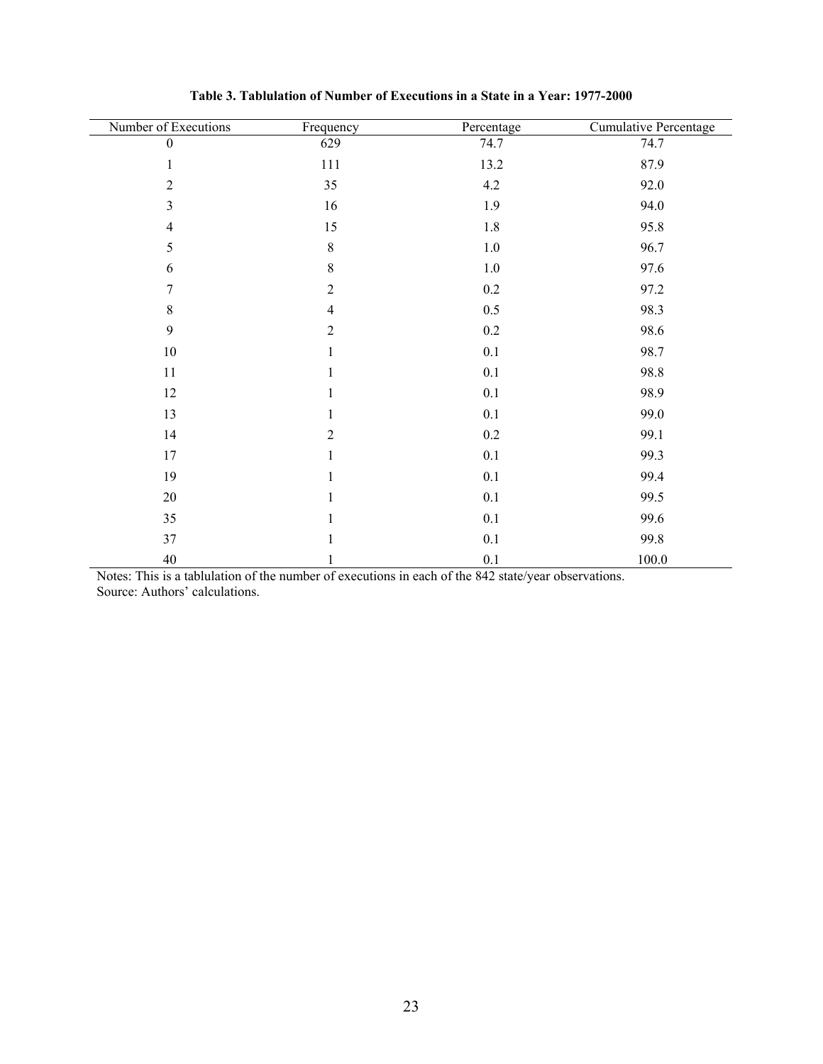**Table 3. Tablulation of Number of Executions in a State in a Year: 1977-2000**

| Number of Executions | Frequency | Percentage | Cumulative Percentage |
|---|---|---|---|
| 0 | 629 | 74.7 | 74.7 |
| 1 | 111 | 13.2 | 87.9 |
| 2 | 35 | 4.2 | 92.0 |
| 3 | 16 | 1.9 | 94.0 |
| 4 | 15 | 1.8 | 95.8 |
| 5 | 8 | 1.0 | 96.7 |
| 6 | 8 | 1.0 | 97.6 |
| 7 | 2 | 0.2 | 97.2 |
| 8 | 4 | 0.5 | 98.3 |
| 9 | 2 | 0.2 | 98.6 |
| 10 | 1 | 0.1 | 98.7 |
| 11 | 1 | 0.1 | 98.8 |
| 12 | 1 | 0.1 | 98.9 |
| 13 | 1 | 0.1 | 99.0 |
| 14 | 2 | 0.2 | 99.1 |
| 17 | 1 | 0.1 | 99.3 |
| 19 | 1 | 0.1 | 99.4 |
| 20 | 1 | 0.1 | 99.5 |
| 35 | 1 | 0.1 | 99.6 |
| 37 | 1 | 0.1 | 99.8 |
| 40 | 1 | 0.1 | 100.0 |

Notes: This is a tablulation of the number of executions in each of the 842 state/year observations.
Source: Authors' calculations.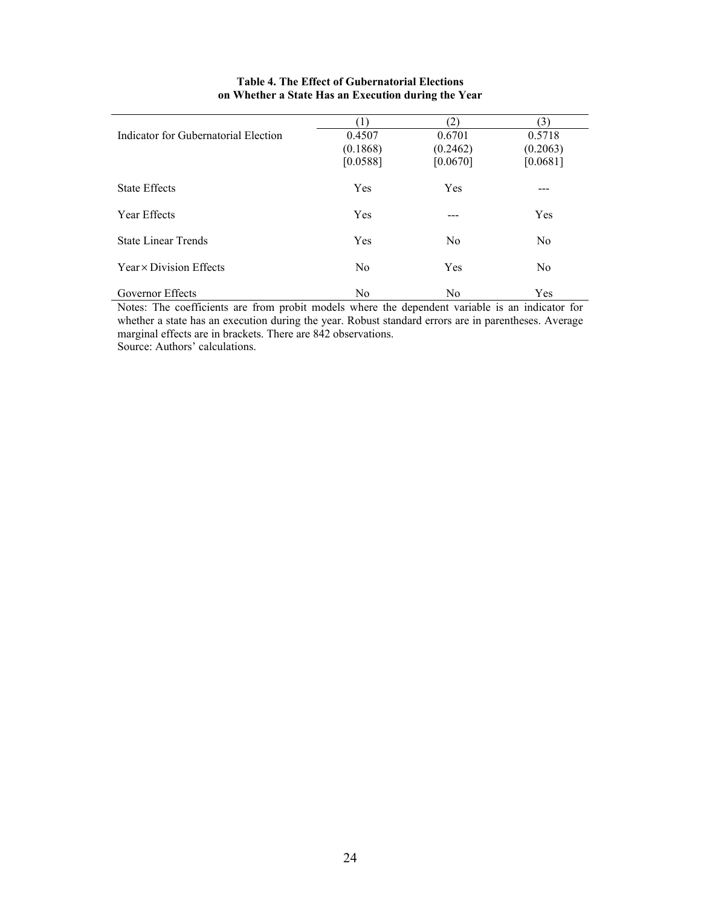**Table 4. The Effect of Gubernatorial Elections on Whether a State Has an Execution during the Year**

| | (1) | (2) | (3) |
|---|---|---|---|
| Indicator for Gubernatorial Election | 0.4507 | 0.6701 | 0.5718 |
| | (0.1868) | (0.2462) | (0.2063) |
| | [0.0588] | [0.0670] | [0.0681] |
| State Effects | Yes | Yes | --- |
| Year Effects | Yes | --- | Yes |
| State Linear Trends | Yes | No | No |
| Year × Division Effects | No | Yes | No |
| Governor Effects | No | No | Yes |

Notes: The coefficients are from probit models where the dependent variable is an indicator for whether a state has an execution during the year. Robust standard errors are in parentheses. Average marginal effects are in brackets. There are 842 observations.
Source: Authors' calculations.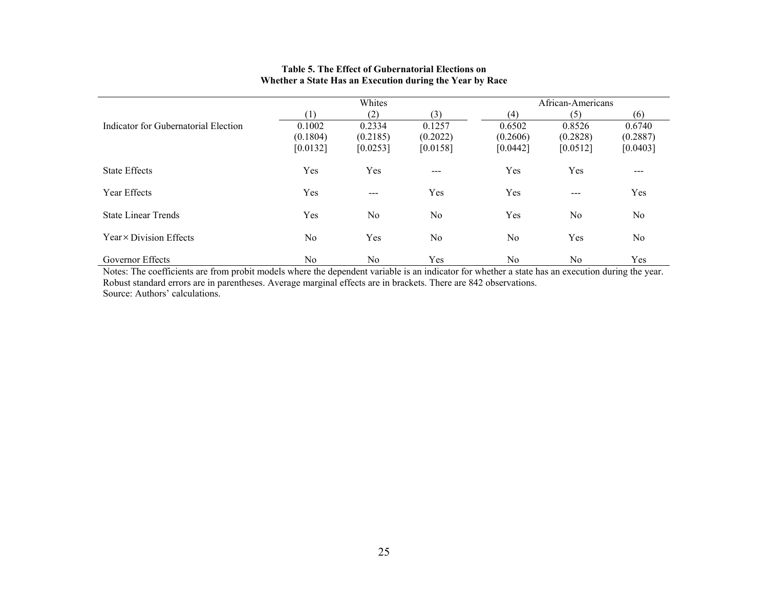**Table 5. The Effect of Gubernatorial Elections on Whether a State Has an Execution during the Year by Race**

| | Whites | | | African-Americans | | |
|---|---|---|---|---|---|---|
| | (1) | (2) | (3) | (4) | (5) | (6) |
| Indicator for Gubernatorial Election | 0.1002 | 0.2334 | 0.1257 | 0.6502 | 0.8526 | 0.6740 |
| | (0.1804) | (0.2185) | (0.2022) | (0.2606) | (0.2828) | (0.2887) |
| | [0.0132] | [0.0253] | [0.0158] | [0.0442] | [0.0512] | [0.0403] |
| State Effects | Yes | Yes | --- | Yes | Yes | --- |
| Year Effects | Yes | --- | Yes | Yes | --- | Yes |
| State Linear Trends | Yes | No | No | Yes | No | No |
| Year × Division Effects | No | Yes | No | No | Yes | No |
| Governor Effects | No | No | Yes | No | No | Yes |

Notes: The coefficients are from probit models where the dependent variable is an indicator for whether a state has an execution during the year. Robust standard errors are in parentheses. Average marginal effects are in brackets. There are 842 observations.
Source: Authors' calculations.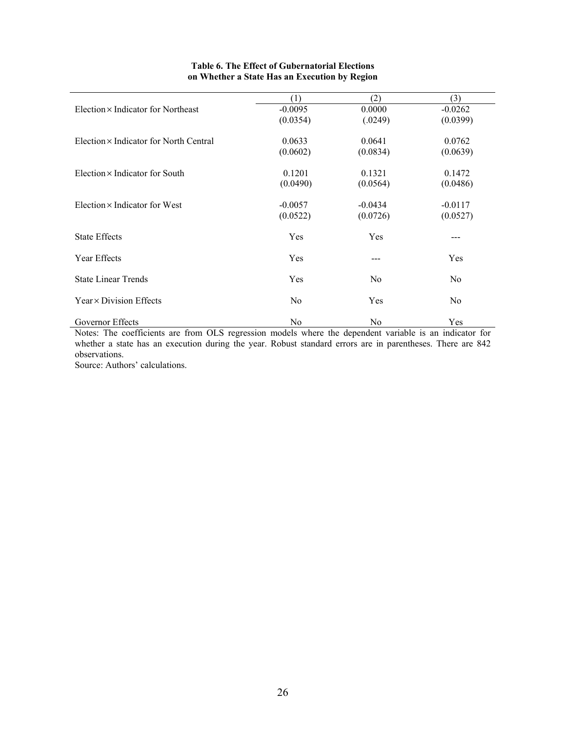**Table 6. The Effect of Gubernatorial Elections on Whether a State Has an Execution by Region**

| | (1) | (2) | (3) |
|---|---|---|---|
| Election × Indicator for Northeast | -0.0095 | 0.0000 | -0.0262 |
| | (0.0354) | (.0249) | (0.0399) |
| Election × Indicator for North Central | 0.0633 | 0.0641 | 0.0762 |
| | (0.0602) | (0.0834) | (0.0639) |
| Election × Indicator for South | 0.1201 | 0.1321 | 0.1472 |
| | (0.0490) | (0.0564) | (0.0486) |
| Election × Indicator for West | -0.0057 | -0.0434 | -0.0117 |
| | (0.0522) | (0.0726) | (0.0527) |
| State Effects | Yes | Yes | --- |
| Year Effects | Yes | --- | Yes |
| State Linear Trends | Yes | No | No |
| Year × Division Effects | No | Yes | No |
| Governor Effects | No | No | Yes |

Notes: The coefficients are from OLS regression models where the dependent variable is an indicator for whether a state has an execution during the year. Robust standard errors are in parentheses. There are 842 observations.

Source: Authors' calculations.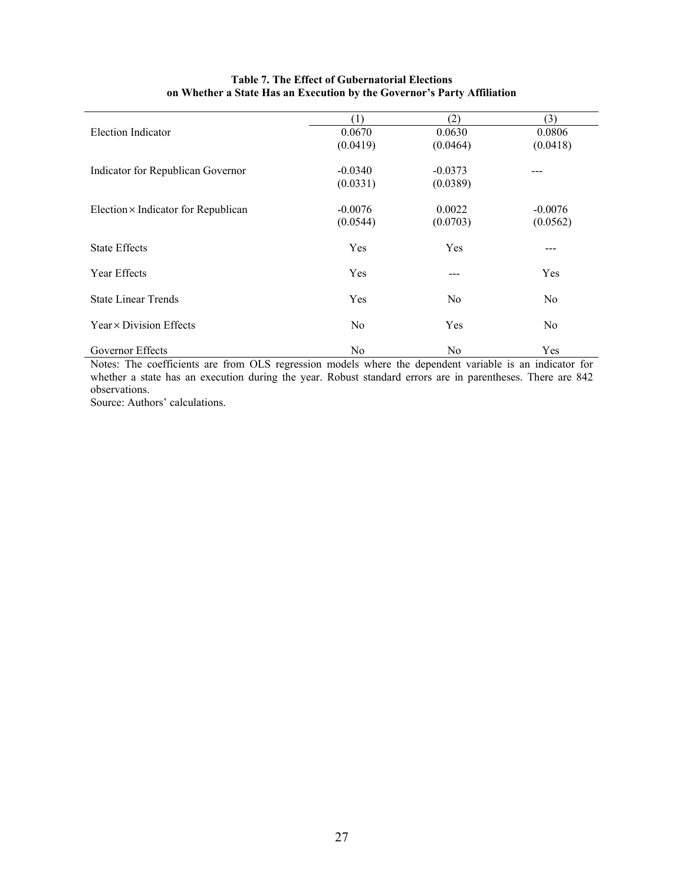**Table 7. The Effect of Gubernatorial Elections on Whether a State Has an Execution by the Governor's Party Affiliation**

| | (1) | (2) | (3) |
|---|---|---|---|
| Election Indicator | 0.0670 | 0.0630 | 0.0806 |
| | (0.0419) | (0.0464) | (0.0418) |
| Indicator for Republican Governor | -0.0340 | -0.0373 | --- |
| | (0.0331) | (0.0389) | |
| Election × Indicator for Republican | -0.0076 | 0.0022 | -0.0076 |
| | (0.0544) | (0.0703) | (0.0562) |
| State Effects | Yes | Yes | --- |
| Year Effects | Yes | --- | Yes |
| State Linear Trends | Yes | No | No |
| Year × Division Effects | No | Yes | No |
| Governor Effects | No | No | Yes |

Notes: The coefficients are from OLS regression models where the dependent variable is an indicator for whether a state has an execution during the year. Robust standard errors are in parentheses. There are 842 observations.

Source: Authors' calculations.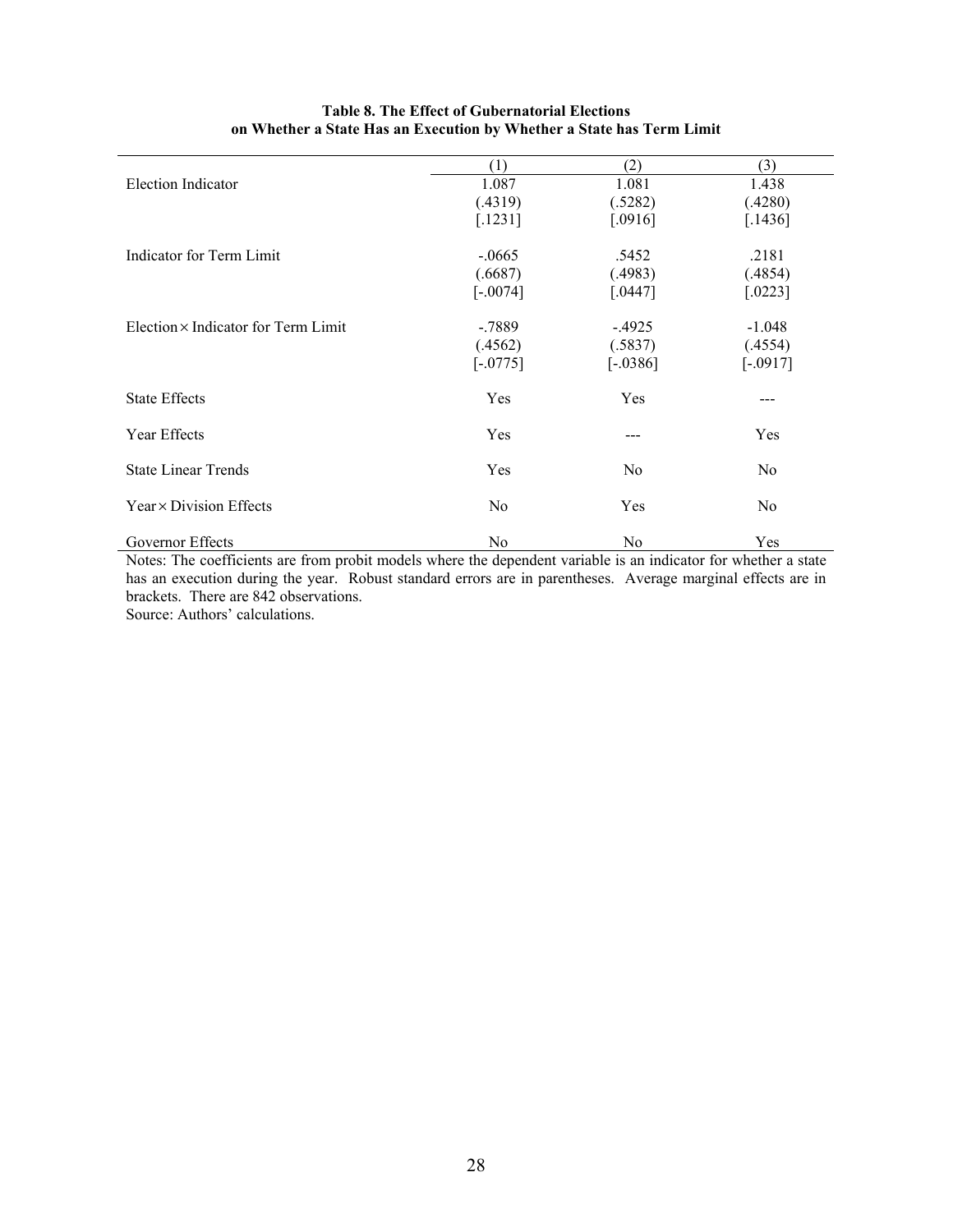**Table 8. The Effect of Gubernatorial Elections on Whether a State Has an Execution by Whether a State has Term Limit**

| | (1) | (2) | (3) |
|---|---|---|---|
| Election Indicator | 1.087 | 1.081 | 1.438 |
| | (.4319) | (.5282) | (.4280) |
| | [.1231] | [.0916] | [.1436] |
| Indicator for Term Limit | -.0665 | .5452 | .2181 |
| | (.6687) | (.4983) | (.4854) |
| | [-.0074] | [.0447] | [.0223] |
| Election × Indicator for Term Limit | -.7889 | -.4925 | -1.048 |
| | (.4562) | (.5837) | (.4554) |
| | [-.0775] | [-.0386] | [-.0917] |
| State Effects | Yes | Yes | --- |
| Year Effects | Yes | --- | Yes |
| State Linear Trends | Yes | No | No |
| Year × Division Effects | No | Yes | No |
| Governor Effects | No | No | Yes |

Notes: The coefficients are from probit models where the dependent variable is an indicator for whether a state has an execution during the year. Robust standard errors are in parentheses. Average marginal effects are in brackets. There are 842 observations.

Source: Authors' calculations.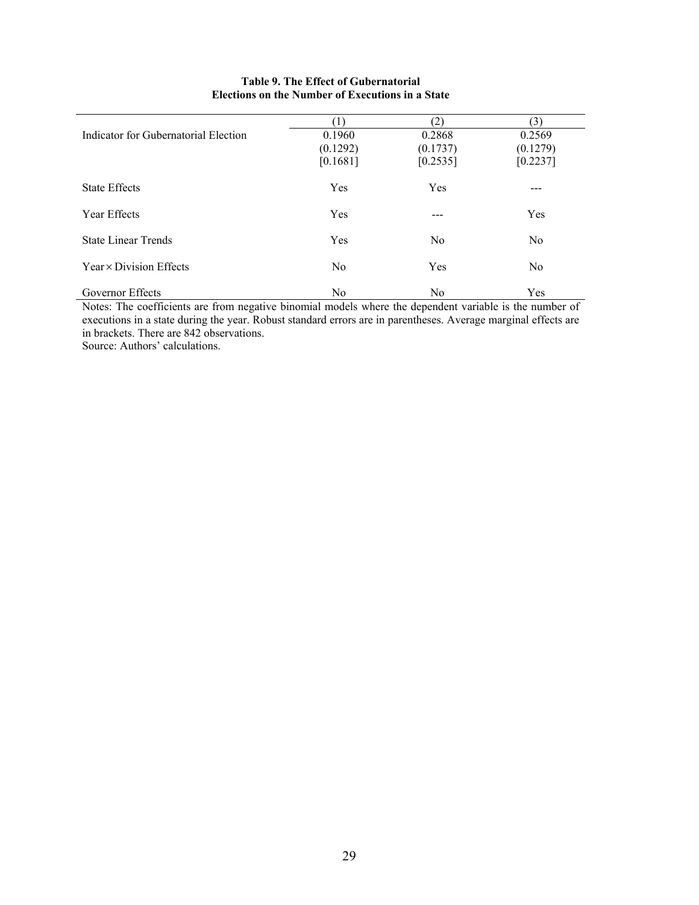**Table 9. The Effect of Gubernatorial Elections on the Number of Executions in a State**

| | (1) | (2) | (3) |
|---|---|---|---|
| Indicator for Gubernatorial Election | 0.1960 | 0.2868 | 0.2569 |
| | (0.1292) | (0.1737) | (0.1279) |
| | [0.1681] | [0.2535] | [0.2237] |
| State Effects | Yes | Yes | --- |
| Year Effects | Yes | --- | Yes |
| State Linear Trends | Yes | No | No |
| Year × Division Effects | No | Yes | No |
| Governor Effects | No | No | Yes |

Notes: The coefficients are from negative binomial models where the dependent variable is the number of executions in a state during the year. Robust standard errors are in parentheses. Average marginal effects are in brackets. There are 842 observations.
Source: Authors' calculations.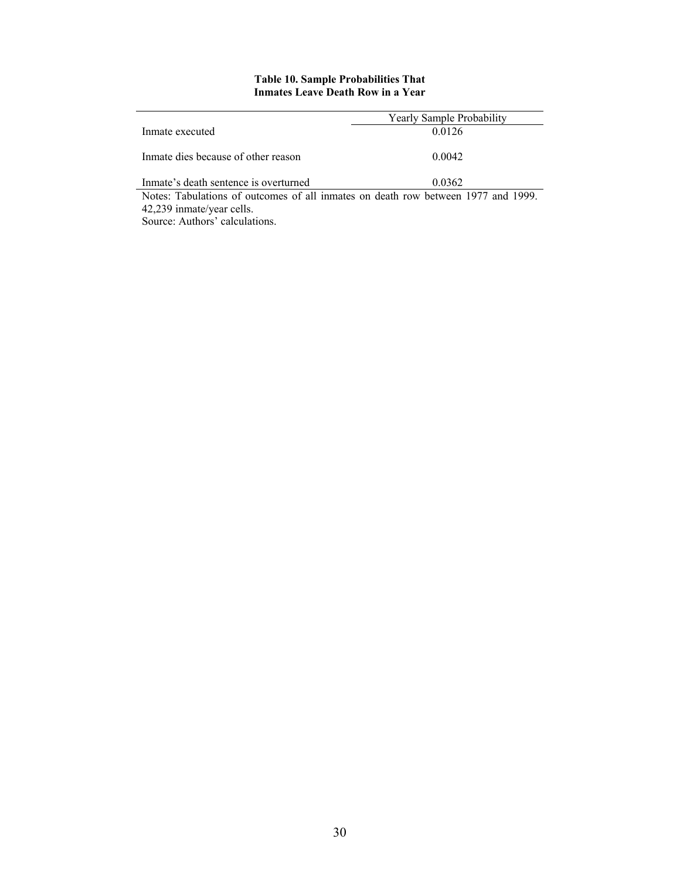**Table 10. Sample Probabilities That Inmates Leave Death Row in a Year**

| | Yearly Sample Probability |
|---|---|
| Inmate executed | 0.0126 |
| Inmate dies because of other reason | 0.0042 |
| Inmate's death sentence is overturned | 0.0362 |

Notes: Tabulations of outcomes of all inmates on death row between 1977 and 1999. 42,239 inmate/year cells.
Source: Authors' calculations.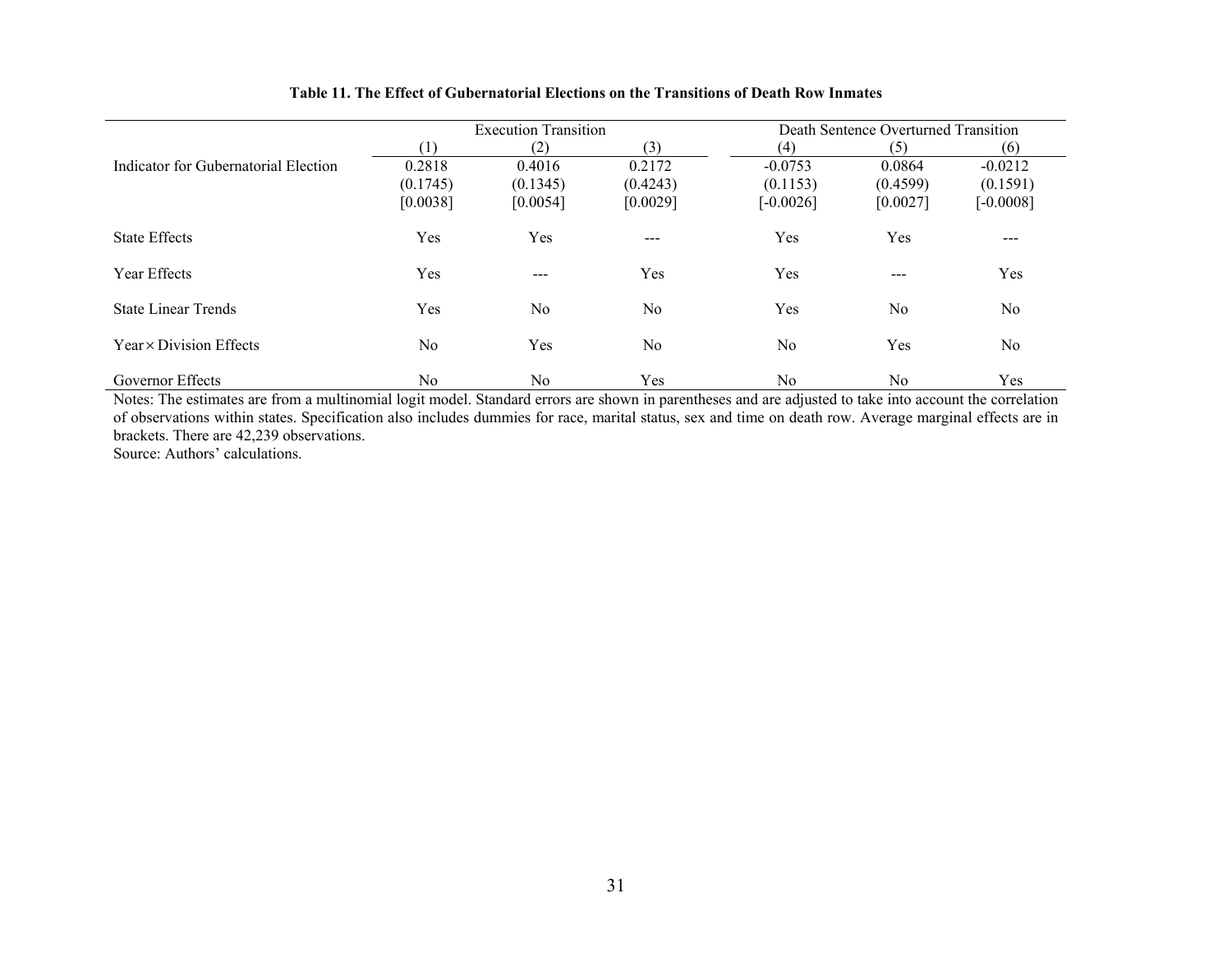**Table 11. The Effect of Gubernatorial Elections on the Transitions of Death Row Inmates**

| | Execution Transition | | | Death Sentence Overturned Transition | | |
|---|---|---|---|---|---|---|
| | (1) | (2) | (3) | (4) | (5) | (6) |
| Indicator for Gubernatorial Election | 0.2818 | 0.4016 | 0.2172 | -0.0753 | 0.0864 | -0.0212 |
| | (0.1745) | (0.1345) | (0.4243) | (0.1153) | (0.4599) | (0.1591) |
| | [0.0038] | [0.0054] | [0.0029] | [-0.0026] | [0.0027] | [-0.0008] |
| State Effects | Yes | Yes | --- | Yes | Yes | --- |
| Year Effects | Yes | --- | Yes | Yes | --- | Yes |
| State Linear Trends | Yes | No | No | Yes | No | No |
| Year × Division Effects | No | Yes | No | No | Yes | No |
| Governor Effects | No | No | Yes | No | No | Yes |

Notes: The estimates are from a multinomial logit model. Standard errors are shown in parentheses and are adjusted to take into account the correlation of observations within states. Specification also includes dummies for race, marital status, sex and time on death row. Average marginal effects are in brackets. There are 42,239 observations.

Source: Authors' calculations.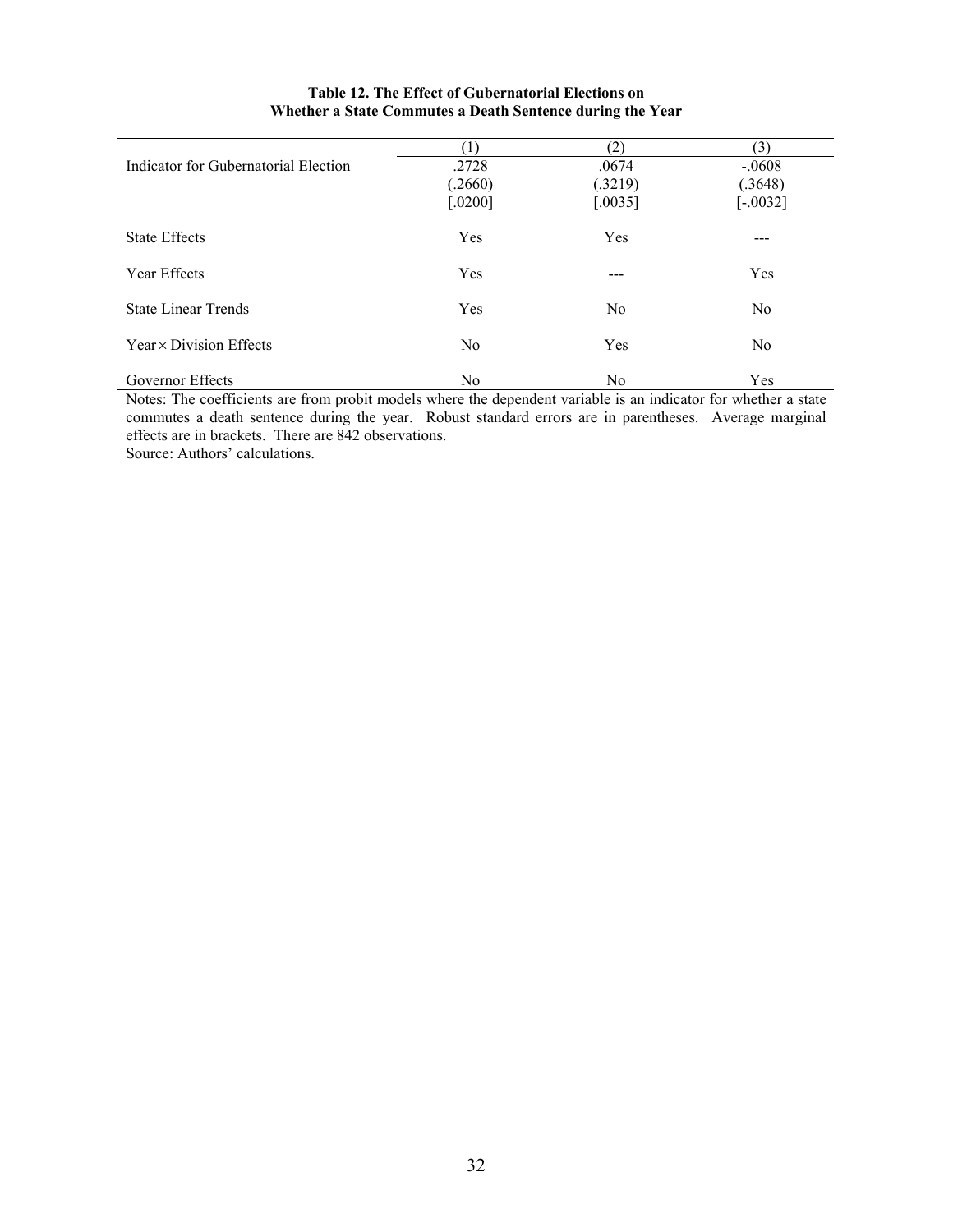**Table 12. The Effect of Gubernatorial Elections on Whether a State Commutes a Death Sentence during the Year**

| | (1) | (2) | (3) |
|---|---|---|---|
| Indicator for Gubernatorial Election | .2728 | .0674 | -.0608 |
| | (.2660) | (.3219) | (.3648) |
| | [.0200] | [.0035] | [-.0032] |
| State Effects | Yes | Yes | --- |
| Year Effects | Yes | --- | Yes |
| State Linear Trends | Yes | No | No |
| Year × Division Effects | No | Yes | No |
| Governor Effects | No | No | Yes |

Notes: The coefficients are from probit models where the dependent variable is an indicator for whether a state commutes a death sentence during the year. Robust standard errors are in parentheses. Average marginal effects are in brackets. There are 842 observations.
Source: Authors' calculations.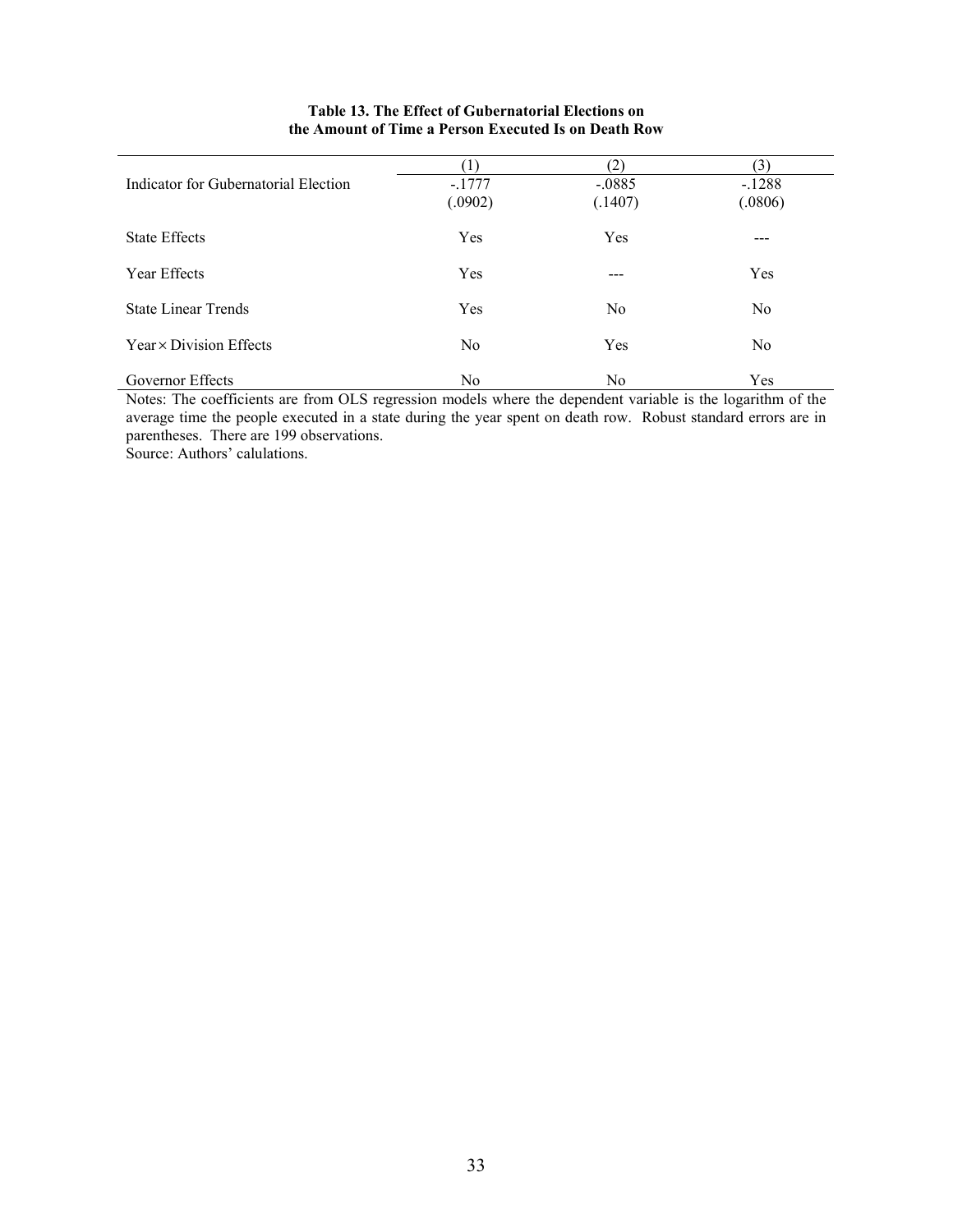**Table 13. The Effect of Gubernatorial Elections on the Amount of Time a Person Executed Is on Death Row**

| | (1) | (2) | (3) |
|---|---|---|---|
| Indicator for Gubernatorial Election | -.1777 | -.0885 | -.1288 |
| | (.0902) | (.1407) | (.0806) |
| State Effects | Yes | Yes | --- |
| Year Effects | Yes | --- | Yes |
| State Linear Trends | Yes | No | No |
| Year × Division Effects | No | Yes | No |
| Governor Effects | No | No | Yes |

Notes: The coefficients are from OLS regression models where the dependent variable is the logarithm of the average time the people executed in a state during the year spent on death row. Robust standard errors are in parentheses. There are 199 observations.

Source: Authors' calulations.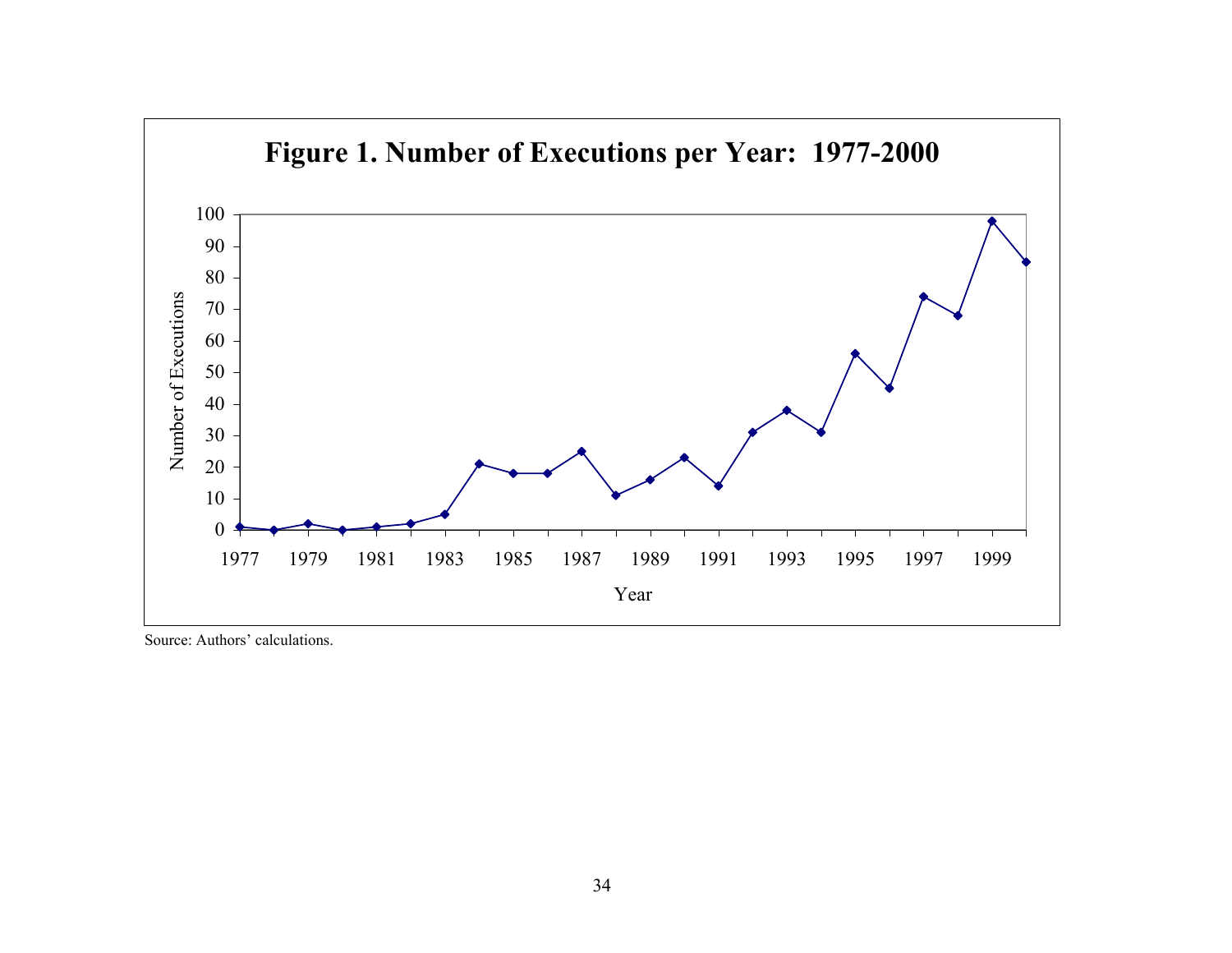**Figure 1. Number of Executions per Year: 1977-2000**

Source: Authors' calculations.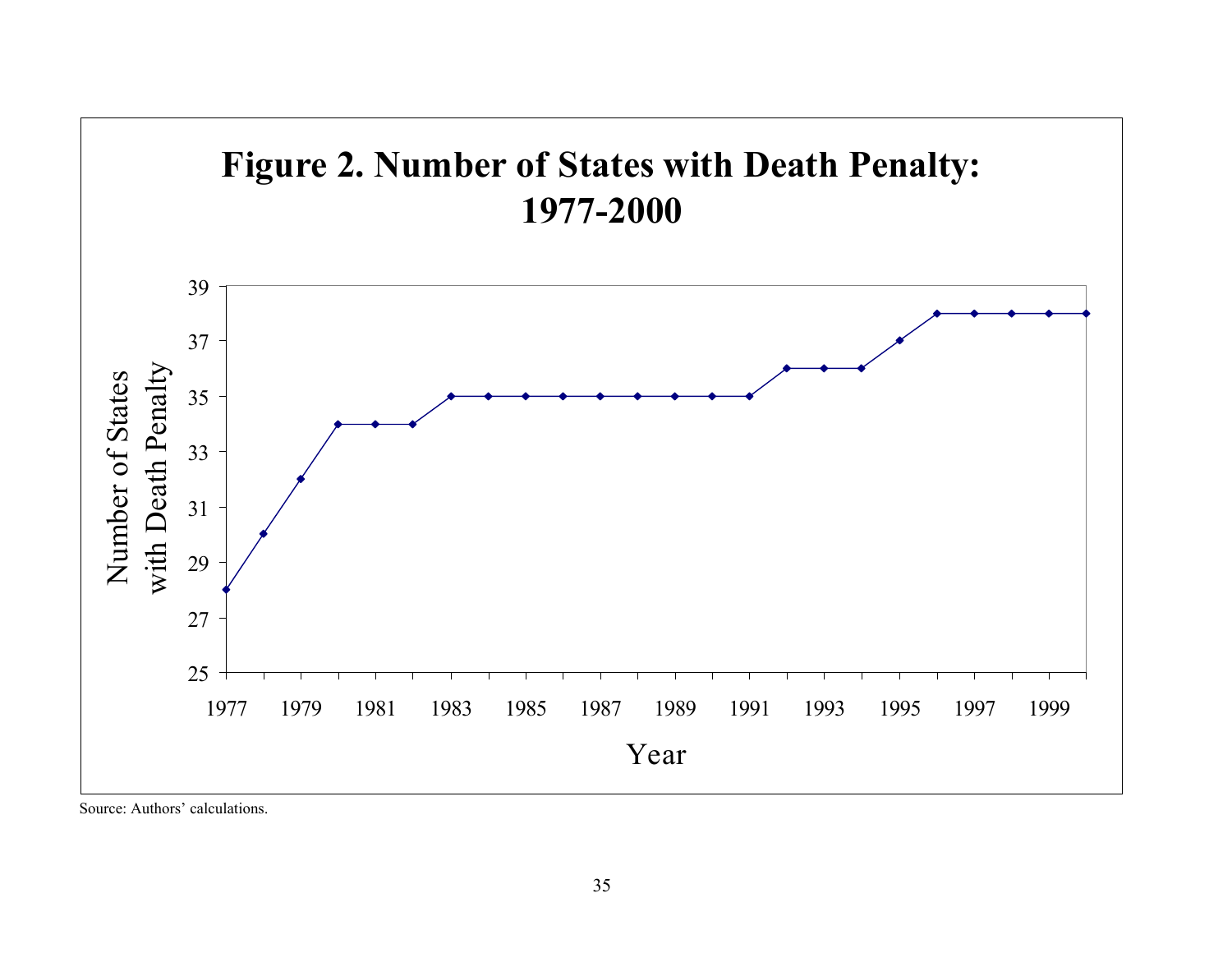**Figure 2. Number of States with Death Penalty: 1977-2000**

Source: Authors' calculations.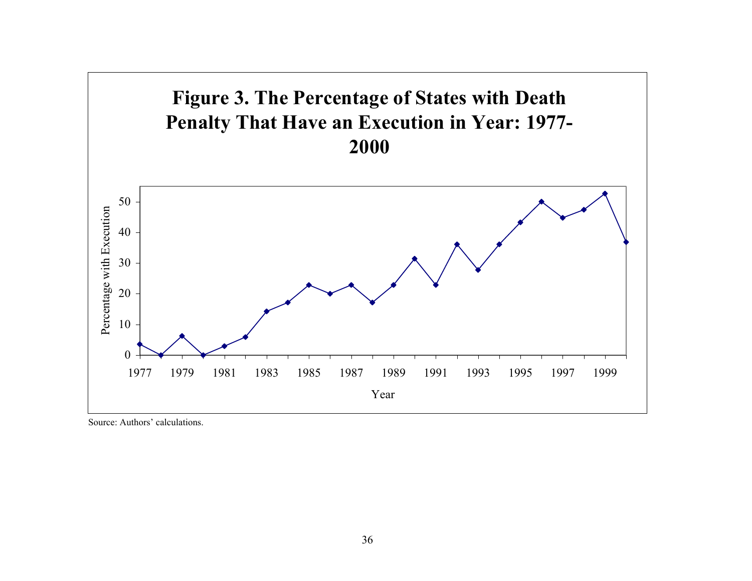# Figure 3. The Percentage of States with Death Penalty That Have an Execution in Year: 1977-2000

Source: Authors' calculations.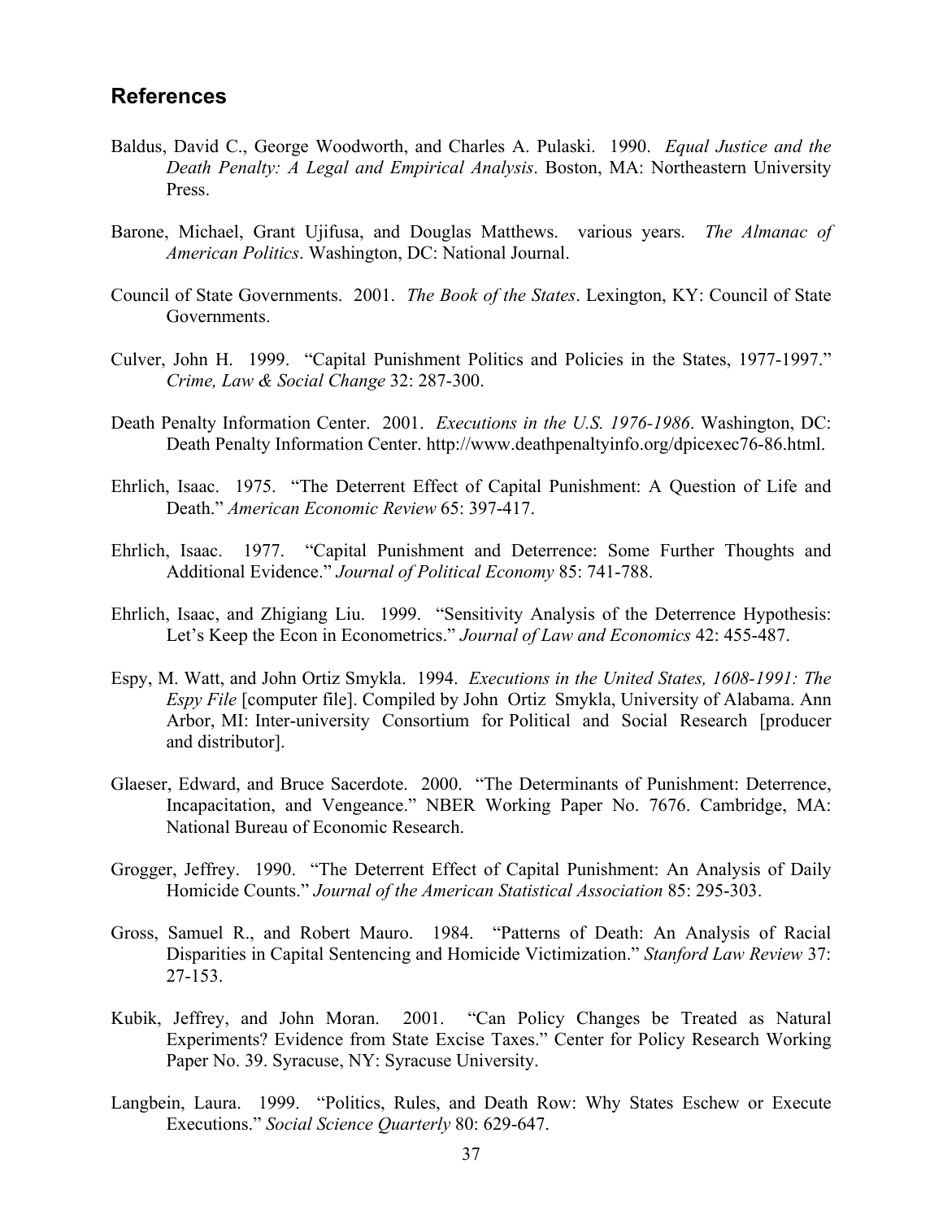## References

Baldus, David C., George Woodworth, and Charles A. Pulaski. 1990. *Equal Justice and the Death Penalty: A Legal and Empirical Analysis*. Boston, MA: Northeastern University Press.

Barone, Michael, Grant Ujifusa, and Douglas Matthews. various years. *The Almanac of American Politics*. Washington, DC: National Journal.

Council of State Governments. 2001. *The Book of the States*. Lexington, KY: Council of State Governments.

Culver, John H. 1999. "Capital Punishment Politics and Policies in the States, 1977-1997." *Crime, Law & Social Change* 32: 287-300.

Death Penalty Information Center. 2001. *Executions in the U.S. 1976-1986*. Washington, DC: Death Penalty Information Center. http://www.deathpenaltyinfo.org/dpicexec76-86.html.

Ehrlich, Isaac. 1975. "The Deterrent Effect of Capital Punishment: A Question of Life and Death." *American Economic Review* 65: 397-417.

Ehrlich, Isaac. 1977. "Capital Punishment and Deterrence: Some Further Thoughts and Additional Evidence." *Journal of Political Economy* 85: 741-788.

Ehrlich, Isaac, and Zhigiang Liu. 1999. "Sensitivity Analysis of the Deterrence Hypothesis: Let's Keep the Econ in Econometrics." *Journal of Law and Economics* 42: 455-487.

Espy, M. Watt, and John Ortiz Smykla. 1994. *Executions in the United States, 1608-1991: The Espy File* [computer file]. Compiled by John Ortiz Smykla, University of Alabama. Ann Arbor, MI: Inter-university Consortium for Political and Social Research [producer and distributor].

Glaeser, Edward, and Bruce Sacerdote. 2000. "The Determinants of Punishment: Deterrence, Incapacitation, and Vengeance." NBER Working Paper No. 7676. Cambridge, MA: National Bureau of Economic Research.

Grogger, Jeffrey. 1990. "The Deterrent Effect of Capital Punishment: An Analysis of Daily Homicide Counts." *Journal of the American Statistical Association* 85: 295-303.

Gross, Samuel R., and Robert Mauro. 1984. "Patterns of Death: An Analysis of Racial Disparities in Capital Sentencing and Homicide Victimization." *Stanford Law Review* 37: 27-153.

Kubik, Jeffrey, and John Moran. 2001. "Can Policy Changes be Treated as Natural Experiments? Evidence from State Excise Taxes." Center for Policy Research Working Paper No. 39. Syracuse, NY: Syracuse University.

Langbein, Laura. 1999. "Politics, Rules, and Death Row: Why States Eschew or Execute Executions." *Social Science Quarterly* 80: 629-647.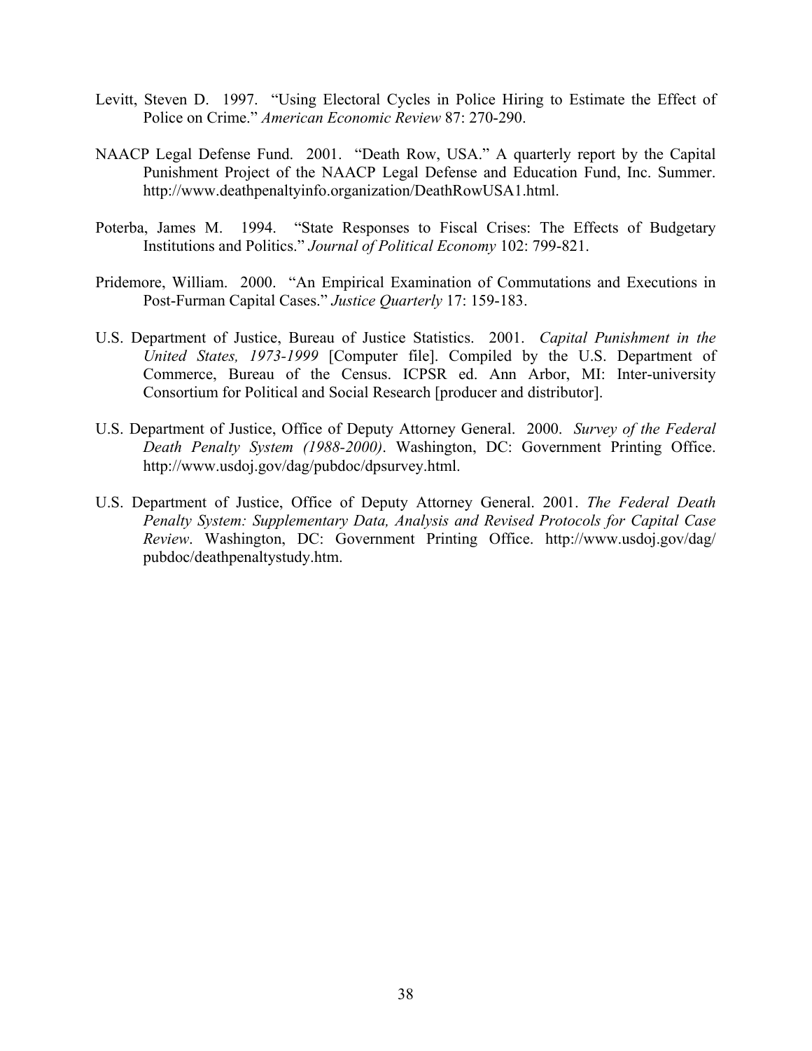Levitt, Steven D. 1997. "Using Electoral Cycles in Police Hiring to Estimate the Effect of Police on Crime." *American Economic Review* 87: 270-290.

NAACP Legal Defense Fund. 2001. "Death Row, USA." A quarterly report by the Capital Punishment Project of the NAACP Legal Defense and Education Fund, Inc. Summer. http://www.deathpenaltyinfo.organization/DeathRowUSA1.html.

Poterba, James M. 1994. "State Responses to Fiscal Crises: The Effects of Budgetary Institutions and Politics." *Journal of Political Economy* 102: 799-821.

Pridemore, William. 2000. "An Empirical Examination of Commutations and Executions in Post-Furman Capital Cases." *Justice Quarterly* 17: 159-183.

U.S. Department of Justice, Bureau of Justice Statistics. 2001. *Capital Punishment in the United States, 1973-1999* [Computer file]. Compiled by the U.S. Department of Commerce, Bureau of the Census. ICPSR ed. Ann Arbor, MI: Inter-university Consortium for Political and Social Research [producer and distributor].

U.S. Department of Justice, Office of Deputy Attorney General. 2000. *Survey of the Federal Death Penalty System (1988-2000)*. Washington, DC: Government Printing Office. http://www.usdoj.gov/dag/pubdoc/dpsurvey.html.

U.S. Department of Justice, Office of Deputy Attorney General. 2001. *The Federal Death Penalty System: Supplementary Data, Analysis and Revised Protocols for Capital Case Review*. Washington, DC: Government Printing Office. http://www.usdoj.gov/dag/pubdoc/deathpenaltystudy.htm.